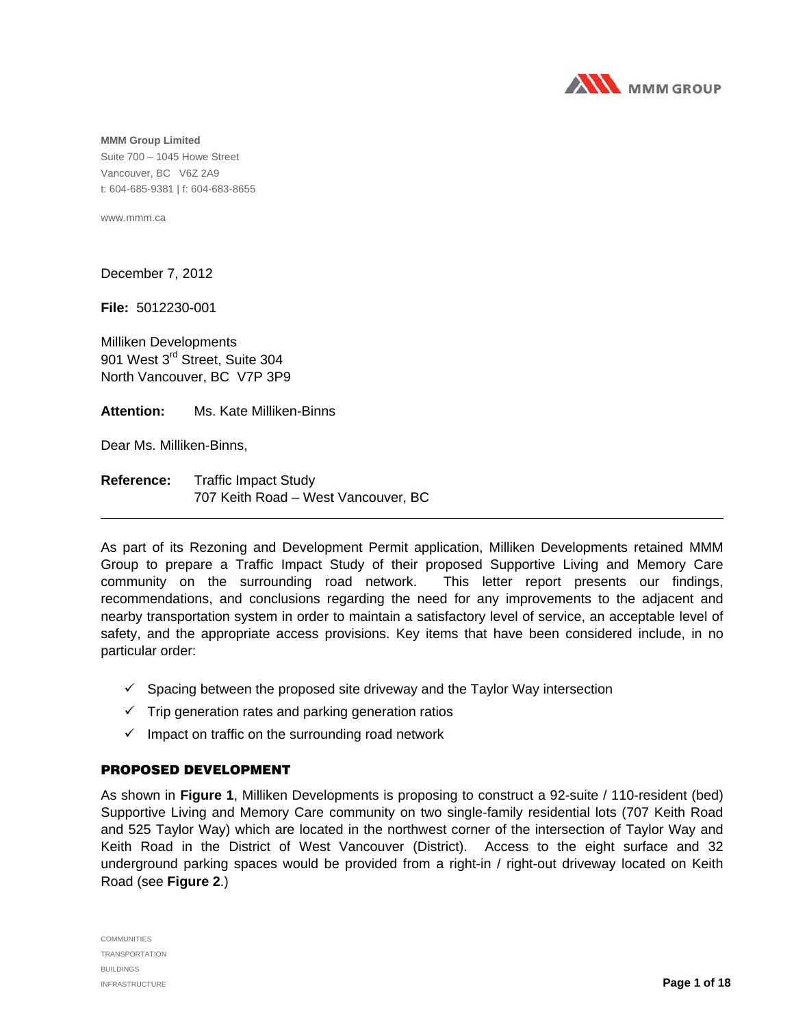MMM GROUP

**MMM Group Limited**
Suite 700 – 1045 Howe Street
Vancouver, BC V6Z 2A9
t: 604-685-9381 | f: 604-683-8655

www.mmm.ca

December 7, 2012

**File:** 5012230-001

Milliken Developments
901 West 3rd Street, Suite 304
North Vancouver, BC V7P 3P9

**Attention:** Ms. Kate Milliken-Binns

Dear Ms. Milliken-Binns,

**Reference:** Traffic Impact Study
707 Keith Road – West Vancouver, BC

---

As part of its Rezoning and Development Permit application, Milliken Developments retained MMM Group to prepare a Traffic Impact Study of their proposed Supportive Living and Memory Care community on the surrounding road network. This letter report presents our findings, recommendations, and conclusions regarding the need for any improvements to the adjacent and nearby transportation system in order to maintain a satisfactory level of service, an acceptable level of safety, and the appropriate access provisions. Key items that have been considered include, in no particular order:

- ✓ Spacing between the proposed site driveway and the Taylor Way intersection
- ✓ Trip generation rates and parking generation ratios
- ✓ Impact on traffic on the surrounding road network

## PROPOSED DEVELOPMENT

As shown in **Figure 1**, Milliken Developments is proposing to construct a 92-suite / 110-resident (bed) Supportive Living and Memory Care community on two single-family residential lots (707 Keith Road and 525 Taylor Way) which are located in the northwest corner of the intersection of Taylor Way and Keith Road in the District of West Vancouver (District). Access to the eight surface and 32 underground parking spaces would be provided from a right-in / right-out driveway located on Keith Road (see **Figure 2**.)

COMMUNITIES
TRANSPORTATION
BUILDINGS
INFRASTRUCTURE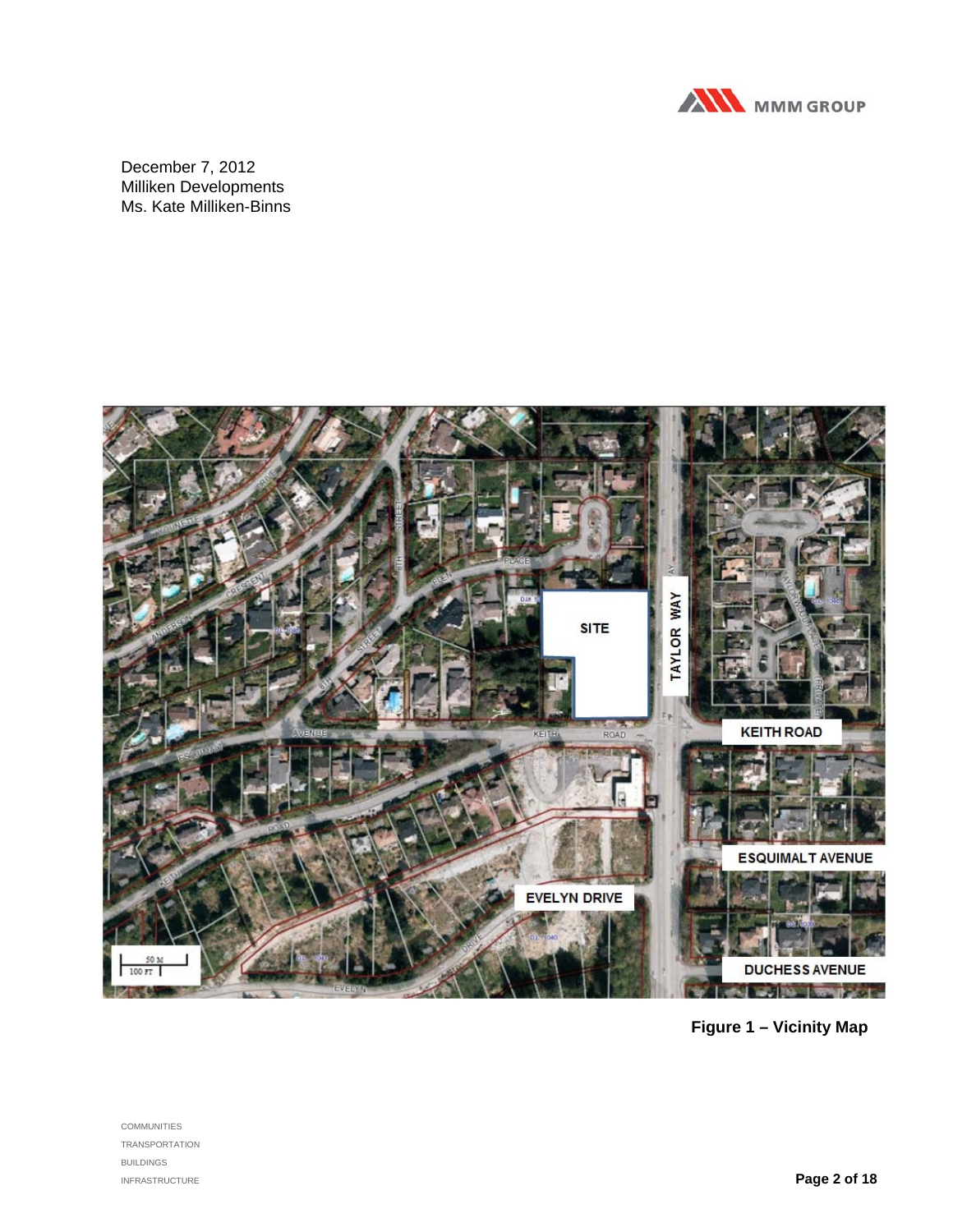December 7, 2012
Milliken Developments
Ms. Kate Milliken-Binns

SITE

TAYLOR WAY

KEITH ROAD

ESQUIMALT AVENUE

EVELYN DRIVE

DUCHESS AVENUE

50 M
100 FT

**Figure 1 – Vicinity Map**

COMMUNITIES
TRANSPORTATION
BUILDINGS
INFRASTRUCTURE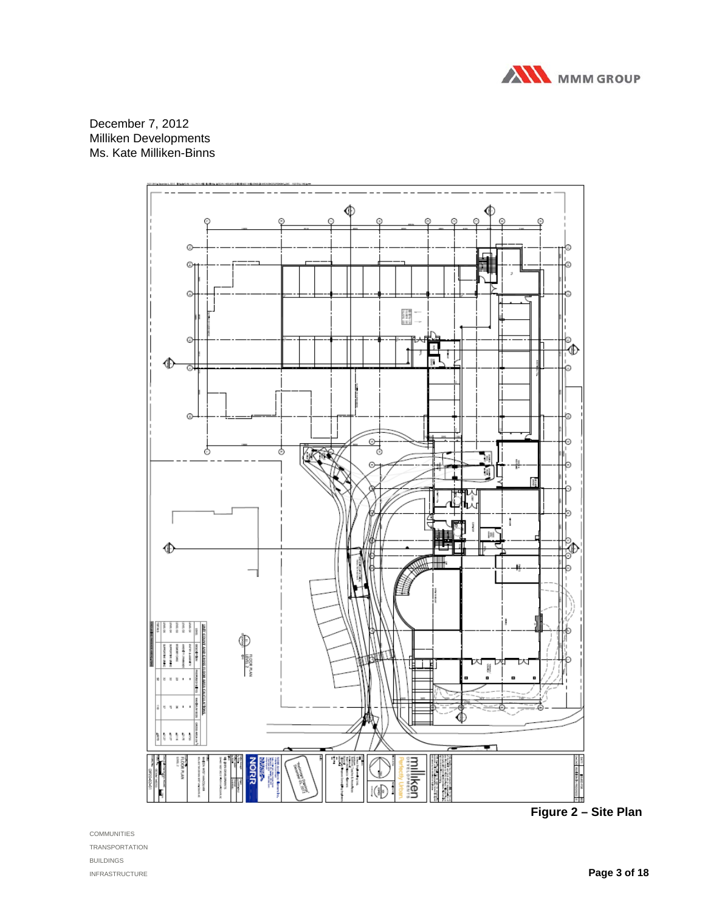December 7, 2012
Milliken Developments
Ms. Kate Milliken-Binns

**Figure 2 – Site Plan**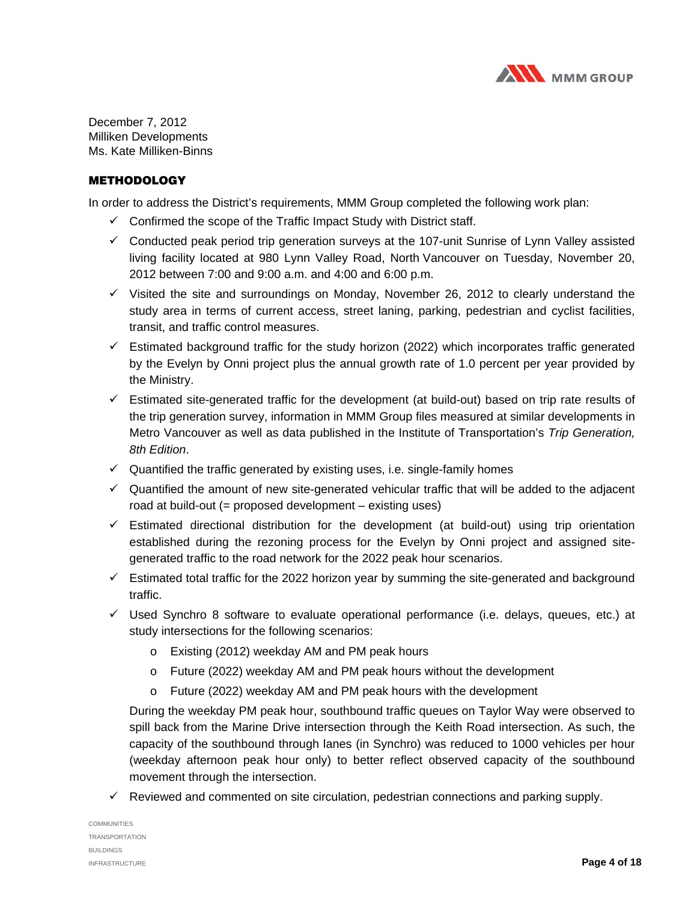December 7, 2012
Milliken Developments
Ms. Kate Milliken-Binns

## METHODOLOGY

In order to address the District's requirements, MMM Group completed the following work plan:

- ✓ Confirmed the scope of the Traffic Impact Study with District staff.
- ✓ Conducted peak period trip generation surveys at the 107-unit Sunrise of Lynn Valley assisted living facility located at 980 Lynn Valley Road, North Vancouver on Tuesday, November 20, 2012 between 7:00 and 9:00 a.m. and 4:00 and 6:00 p.m.
- ✓ Visited the site and surroundings on Monday, November 26, 2012 to clearly understand the study area in terms of current access, street laning, parking, pedestrian and cyclist facilities, transit, and traffic control measures.
- ✓ Estimated background traffic for the study horizon (2022) which incorporates traffic generated by the Evelyn by Onni project plus the annual growth rate of 1.0 percent per year provided by the Ministry.
- ✓ Estimated site-generated traffic for the development (at build-out) based on trip rate results of the trip generation survey, information in MMM Group files measured at similar developments in Metro Vancouver as well as data published in the Institute of Transportation's *Trip Generation, 8th Edition*.
- ✓ Quantified the traffic generated by existing uses, i.e. single-family homes
- ✓ Quantified the amount of new site-generated vehicular traffic that will be added to the adjacent road at build-out (= proposed development – existing uses)
- ✓ Estimated directional distribution for the development (at build-out) using trip orientation established during the rezoning process for the Evelyn by Onni project and assigned site-generated traffic to the road network for the 2022 peak hour scenarios.
- ✓ Estimated total traffic for the 2022 horizon year by summing the site-generated and background traffic.
- ✓ Used Synchro 8 software to evaluate operational performance (i.e. delays, queues, etc.) at study intersections for the following scenarios:
  - o Existing (2012) weekday AM and PM peak hours
  - o Future (2022) weekday AM and PM peak hours without the development
  - o Future (2022) weekday AM and PM peak hours with the development

  During the weekday PM peak hour, southbound traffic queues on Taylor Way were observed to spill back from the Marine Drive intersection through the Keith Road intersection. As such, the capacity of the southbound through lanes (in Synchro) was reduced to 1000 vehicles per hour (weekday afternoon peak hour only) to better reflect observed capacity of the southbound movement through the intersection.
- ✓ Reviewed and commented on site circulation, pedestrian connections and parking supply.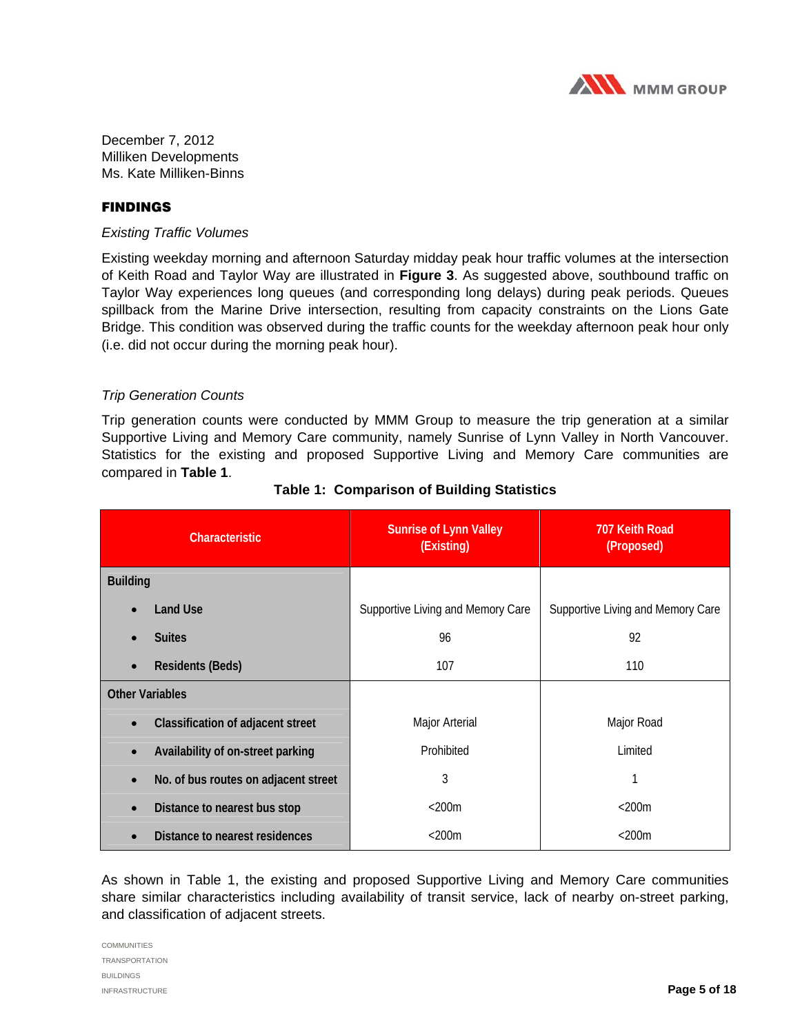December 7, 2012
Milliken Developments
Ms. Kate Milliken-Binns

## FINDINGS

*Existing Traffic Volumes*

Existing weekday morning and afternoon Saturday midday peak hour traffic volumes at the intersection of Keith Road and Taylor Way are illustrated in **Figure 3**. As suggested above, southbound traffic on Taylor Way experiences long queues (and corresponding long delays) during peak periods. Queues spillback from the Marine Drive intersection, resulting from capacity constraints on the Lions Gate Bridge. This condition was observed during the traffic counts for the weekday afternoon peak hour only (i.e. did not occur during the morning peak hour).

*Trip Generation Counts*

Trip generation counts were conducted by MMM Group to measure the trip generation at a similar Supportive Living and Memory Care community, namely Sunrise of Lynn Valley in North Vancouver. Statistics for the existing and proposed Supportive Living and Memory Care communities are compared in **Table 1**.

**Table 1: Comparison of Building Statistics**

| Characteristic | Sunrise of Lynn Valley (Existing) | 707 Keith Road (Proposed) |
|---|---|---|
| **Building** | | |
| • **Land Use** | Supportive Living and Memory Care | Supportive Living and Memory Care |
| • **Suites** | 96 | 92 |
| • **Residents (Beds)** | 107 | 110 |
| **Other Variables** | | |
| • **Classification of adjacent street** | Major Arterial | Major Road |
| • **Availability of on-street parking** | Prohibited | Limited |
| • **No. of bus routes on adjacent street** | 3 | 1 |
| • **Distance to nearest bus stop** | <200m | <200m |
| • **Distance to nearest residences** | <200m | <200m |

As shown in Table 1, the existing and proposed Supportive Living and Memory Care communities share similar characteristics including availability of transit service, lack of nearby on-street parking, and classification of adjacent streets.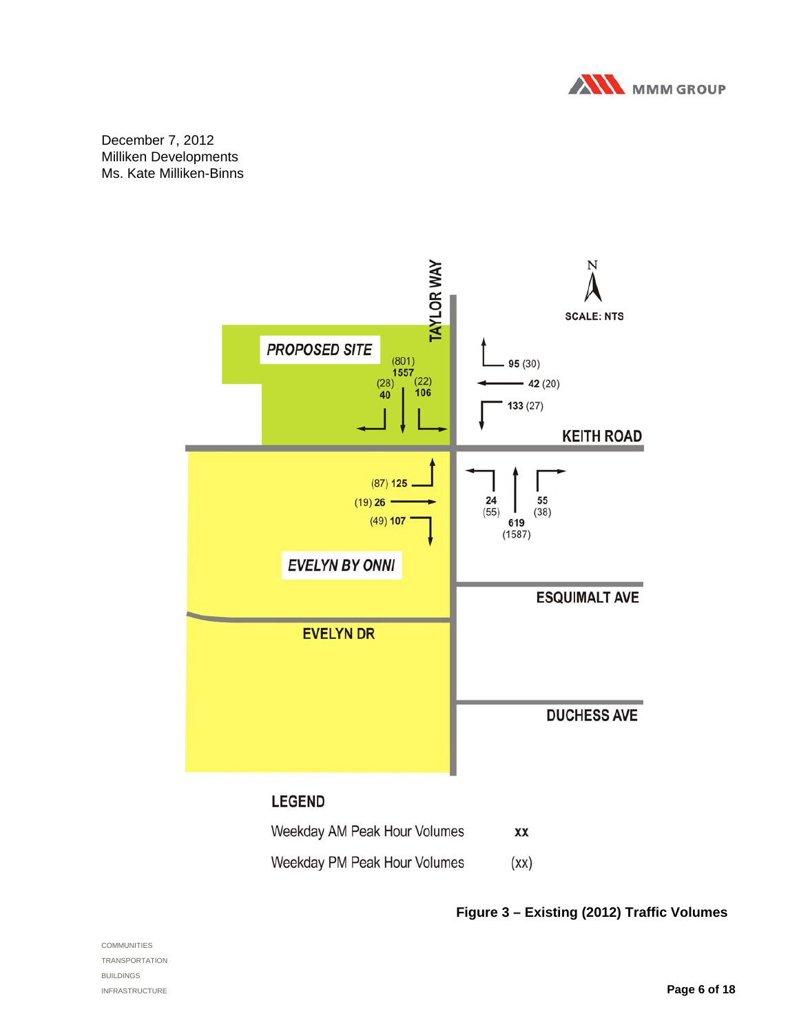December 7, 2012
Milliken Developments
Ms. Kate Milliken-Binns

TAYLOR WAY

N

SCALE: NTS

PROPOSED SITE

(801)
1557
(28)
40
(22)
106

95 (30)
42 (20)
133 (27)

KEITH ROAD

(87) 125
(19) 26
(49) 107

24
(55)
619
(1587)
55
(38)

EVELYN BY ONNI

ESQUIMALT AVE

EVELYN DR

DUCHESS AVE

LEGEND

Weekday AM Peak Hour Volumes xx

Weekday PM Peak Hour Volumes (xx)

**Figure 3 – Existing (2012) Traffic Volumes**

COMMUNITIES
TRANSPORTATION
BUILDINGS
INFRASTRUCTURE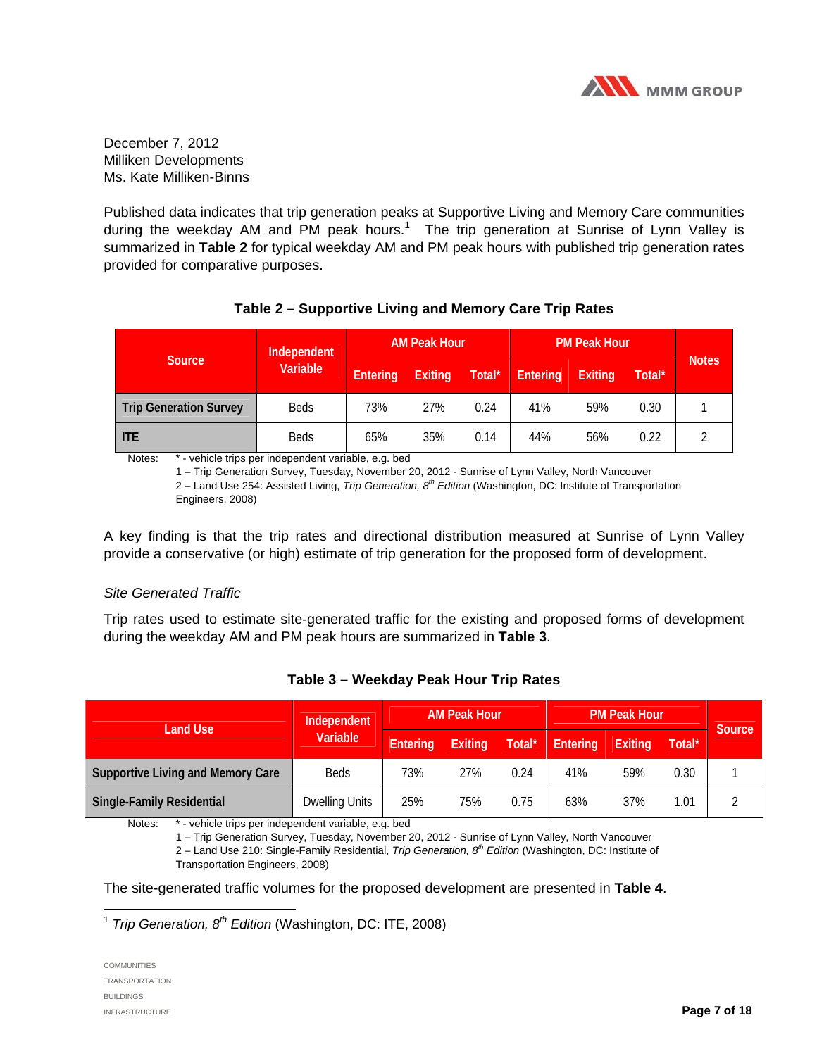December 7, 2012
Milliken Developments
Ms. Kate Milliken-Binns

Published data indicates that trip generation peaks at Supportive Living and Memory Care communities during the weekday AM and PM peak hours.[1] The trip generation at Sunrise of Lynn Valley is summarized in **Table 2** for typical weekday AM and PM peak hours with published trip generation rates provided for comparative purposes.

**Table 2 – Supportive Living and Memory Care Trip Rates**

| Source | Independent Variable | AM Peak Hour | | | PM Peak Hour | | | Notes |
|---|---|---|---|---|---|---|---|---|
| | | Entering | Exiting | Total* | Entering | Exiting | Total* | |
| **Trip Generation Survey** | Beds | 73% | 27% | 0.24 | 41% | 59% | 0.30 | 1 |
| **ITE** | Beds | 65% | 35% | 0.14 | 44% | 56% | 0.22 | 2 |

Notes: * - vehicle trips per independent variable, e.g. bed
1 – Trip Generation Survey, Tuesday, November 20, 2012 - Sunrise of Lynn Valley, North Vancouver
2 – Land Use 254: Assisted Living, *Trip Generation, 8th Edition* (Washington, DC: Institute of Transportation Engineers, 2008)

A key finding is that the trip rates and directional distribution measured at Sunrise of Lynn Valley provide a conservative (or high) estimate of trip generation for the proposed form of development.

*Site Generated Traffic*

Trip rates used to estimate site-generated traffic for the existing and proposed forms of development during the weekday AM and PM peak hours are summarized in **Table 3**.

**Table 3 – Weekday Peak Hour Trip Rates**

| Land Use | Independent Variable | AM Peak Hour | | | PM Peak Hour | | | Source |
|---|---|---|---|---|---|---|---|---|
| | | Entering | Exiting | Total* | Entering | Exiting | Total* | |
| **Supportive Living and Memory Care** | Beds | 73% | 27% | 0.24 | 41% | 59% | 0.30 | 1 |
| **Single-Family Residential** | Dwelling Units | 25% | 75% | 0.75 | 63% | 37% | 1.01 | 2 |

Notes: * - vehicle trips per independent variable, e.g. bed
1 – Trip Generation Survey, Tuesday, November 20, 2012 - Sunrise of Lynn Valley, North Vancouver
2 – Land Use 210: Single-Family Residential, *Trip Generation, 8th Edition* (Washington, DC: Institute of Transportation Engineers, 2008)

The site-generated traffic volumes for the proposed development are presented in **Table 4**.

[1] *Trip Generation, 8th Edition* (Washington, DC: ITE, 2008)

COMMUNITIES
TRANSPORTATION
BUILDINGS
INFRASTRUCTURE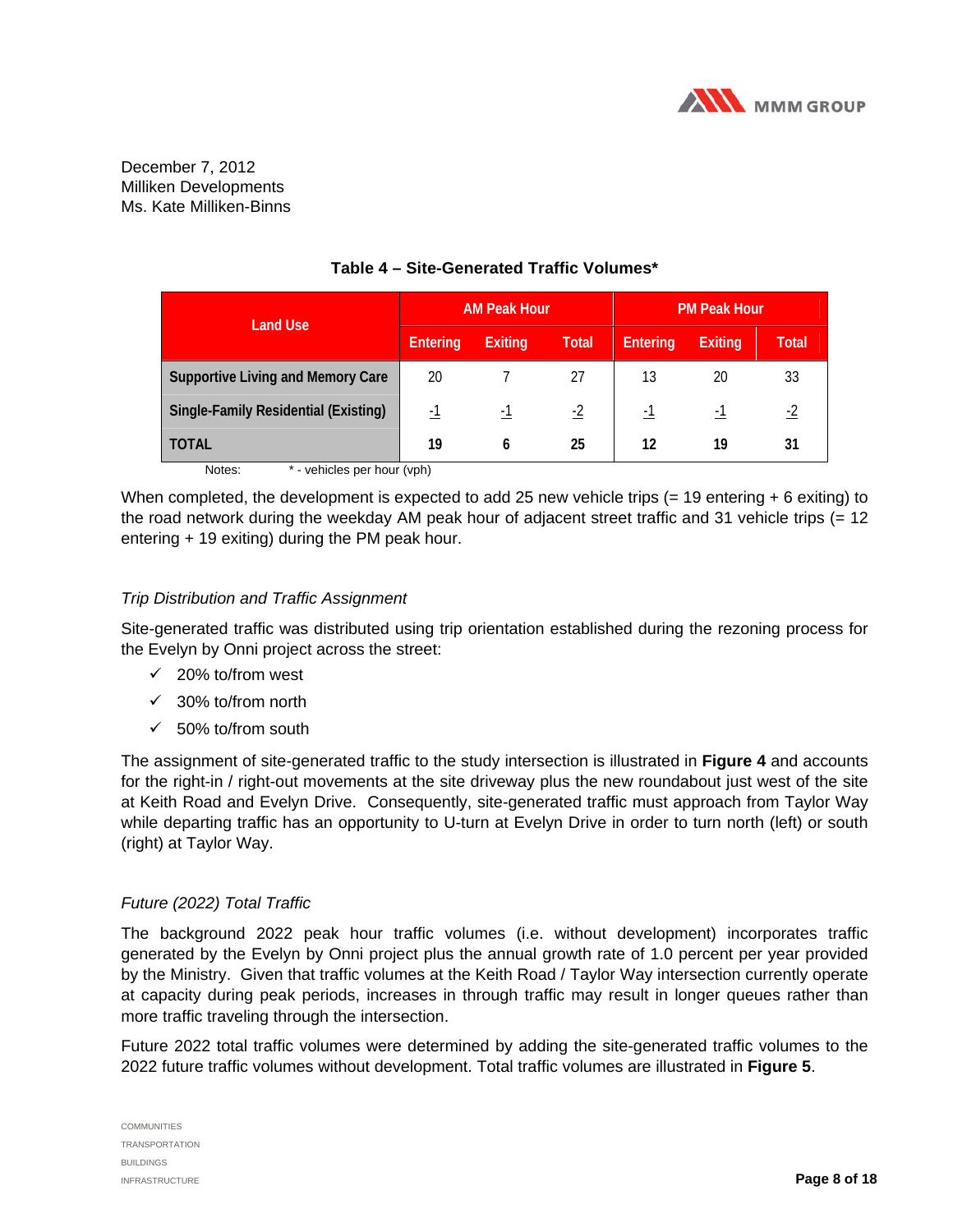December 7, 2012
Milliken Developments
Ms. Kate Milliken-Binns

**Table 4 – Site-Generated Traffic Volumes***

| Land Use | AM Peak Hour | | | PM Peak Hour | | |
|---|---|---|---|---|---|---|
| | Entering | Exiting | Total | Entering | Exiting | Total |
| **Supportive Living and Memory Care** | 20 | 7 | 27 | 13 | 20 | 33 |
| **Single-Family Residential (Existing)** | -1 | -1 | -2 | -1 | -1 | -2 |
| **TOTAL** | **19** | **6** | **25** | **12** | **19** | **31** |

Notes: * - vehicles per hour (vph)

When completed, the development is expected to add 25 new vehicle trips (= 19 entering + 6 exiting) to the road network during the weekday AM peak hour of adjacent street traffic and 31 vehicle trips (= 12 entering + 19 exiting) during the PM peak hour.

*Trip Distribution and Traffic Assignment*

Site-generated traffic was distributed using trip orientation established during the rezoning process for the Evelyn by Onni project across the street:

- ✓ 20% to/from west
- ✓ 30% to/from north
- ✓ 50% to/from south

The assignment of site-generated traffic to the study intersection is illustrated in **Figure 4** and accounts for the right-in / right-out movements at the site driveway plus the new roundabout just west of the site at Keith Road and Evelyn Drive. Consequently, site-generated traffic must approach from Taylor Way while departing traffic has an opportunity to U-turn at Evelyn Drive in order to turn north (left) or south (right) at Taylor Way.

*Future (2022) Total Traffic*

The background 2022 peak hour traffic volumes (i.e. without development) incorporates traffic generated by the Evelyn by Onni project plus the annual growth rate of 1.0 percent per year provided by the Ministry. Given that traffic volumes at the Keith Road / Taylor Way intersection currently operate at capacity during peak periods, increases in through traffic may result in longer queues rather than more traffic traveling through the intersection.

Future 2022 total traffic volumes were determined by adding the site-generated traffic volumes to the 2022 future traffic volumes without development. Total traffic volumes are illustrated in **Figure 5**.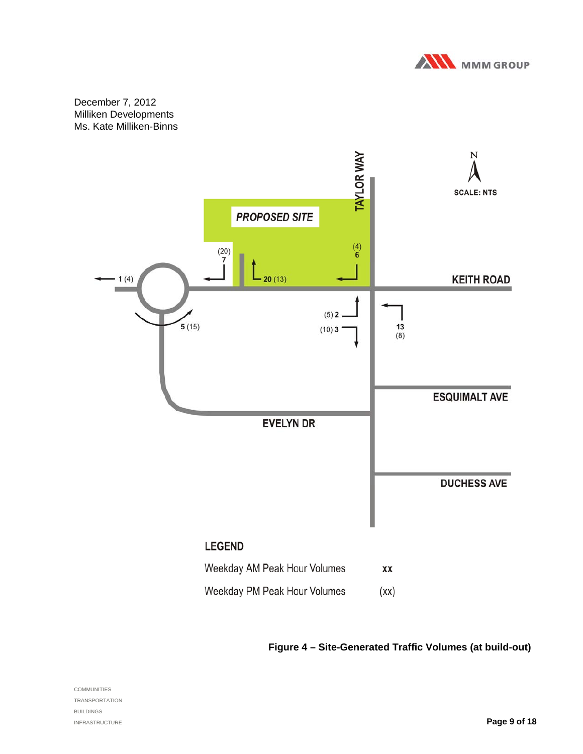December 7, 2012
Milliken Developments
Ms. Kate Milliken-Binns

TAYLOR WAY

N

SCALE: NTS

PROPOSED SITE

(20)
7

20 (13)

(4)
6

1 (4)

KEITH ROAD

5 (15)

(5) 2

(10) 3

13
(8)

ESQUIMALT AVE

EVELYN DR

DUCHESS AVE

LEGEND

Weekday AM Peak Hour Volumes xx

Weekday PM Peak Hour Volumes (xx)

**Figure 4 – Site-Generated Traffic Volumes (at build-out)**

COMMUNITIES
TRANSPORTATION
BUILDINGS
INFRASTRUCTURE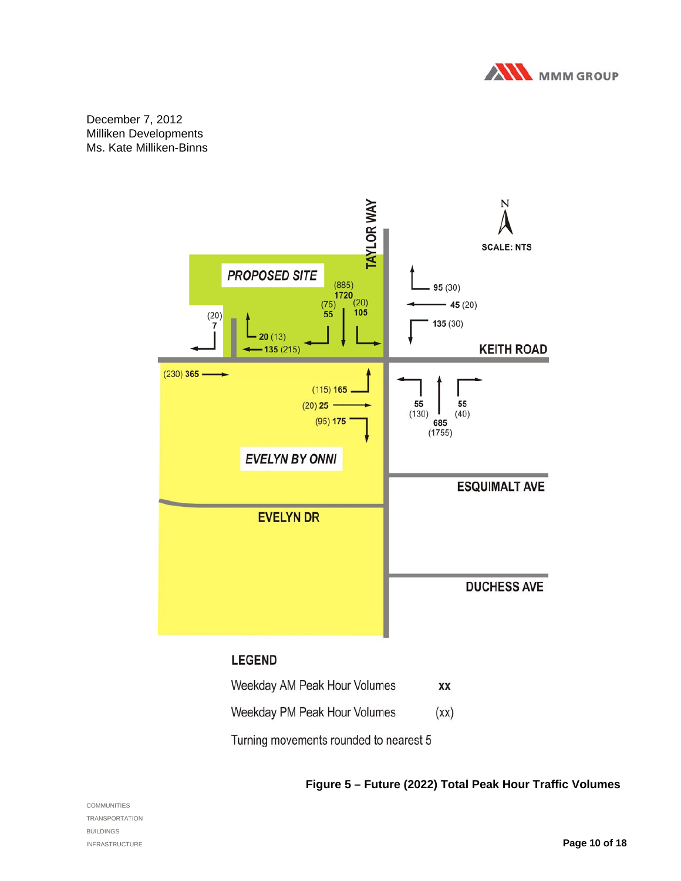December 7, 2012
Milliken Developments
Ms. Kate Milliken-Binns

TAYLOR WAY

N

SCALE: NTS

PROPOSED SITE

(885)
1720

(75)
55

(20)
105

95 (30)

45 (20)

135 (30)

(20)
7

20 (13)

135 (215)

KEITH ROAD

(230) 365

(115) 165

(20) 25

(95) 175

55
(130)

685
(1755)

55
(40)

EVELYN BY ONNI

ESQUIMALT AVE

EVELYN DR

DUCHESS AVE

LEGEND

Weekday AM Peak Hour Volumes xx

Weekday PM Peak Hour Volumes (xx)

Turning movements rounded to nearest 5

**Figure 5 – Future (2022) Total Peak Hour Traffic Volumes**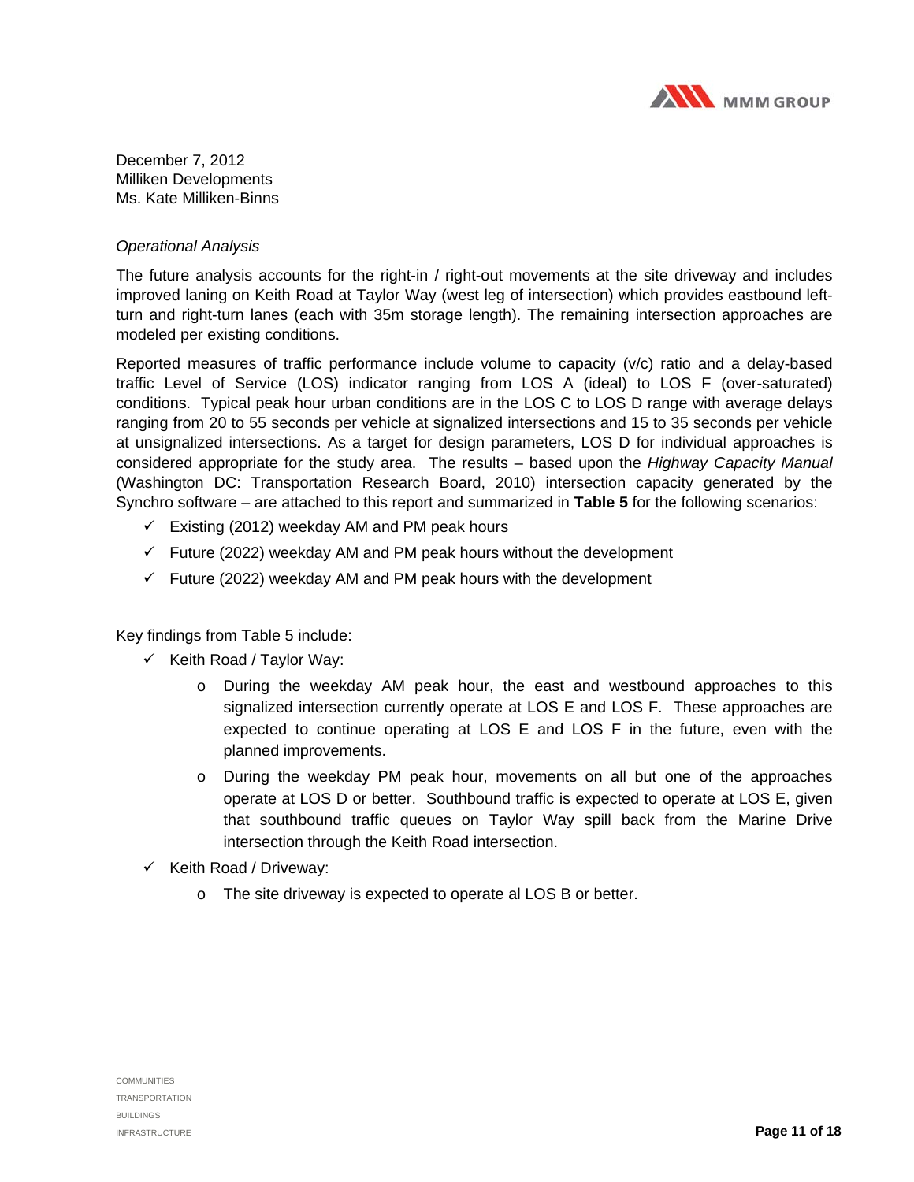December 7, 2012
Milliken Developments
Ms. Kate Milliken-Binns

*Operational Analysis*

The future analysis accounts for the right-in / right-out movements at the site driveway and includes improved laning on Keith Road at Taylor Way (west leg of intersection) which provides eastbound left-turn and right-turn lanes (each with 35m storage length). The remaining intersection approaches are modeled per existing conditions.

Reported measures of traffic performance include volume to capacity (v/c) ratio and a delay-based traffic Level of Service (LOS) indicator ranging from LOS A (ideal) to LOS F (over-saturated) conditions. Typical peak hour urban conditions are in the LOS C to LOS D range with average delays ranging from 20 to 55 seconds per vehicle at signalized intersections and 15 to 35 seconds per vehicle at unsignalized intersections. As a target for design parameters, LOS D for individual approaches is considered appropriate for the study area. The results – based upon the *Highway Capacity Manual* (Washington DC: Transportation Research Board, 2010) intersection capacity generated by the Synchro software – are attached to this report and summarized in **Table 5** for the following scenarios:

- ✓ Existing (2012) weekday AM and PM peak hours
- ✓ Future (2022) weekday AM and PM peak hours without the development
- ✓ Future (2022) weekday AM and PM peak hours with the development

Key findings from Table 5 include:

- ✓ Keith Road / Taylor Way:
  - o During the weekday AM peak hour, the east and westbound approaches to this signalized intersection currently operate at LOS E and LOS F. These approaches are expected to continue operating at LOS E and LOS F in the future, even with the planned improvements.
  - o During the weekday PM peak hour, movements on all but one of the approaches operate at LOS D or better. Southbound traffic is expected to operate at LOS E, given that southbound traffic queues on Taylor Way spill back from the Marine Drive intersection through the Keith Road intersection.
- ✓ Keith Road / Driveway:
  - o The site driveway is expected to operate al LOS B or better.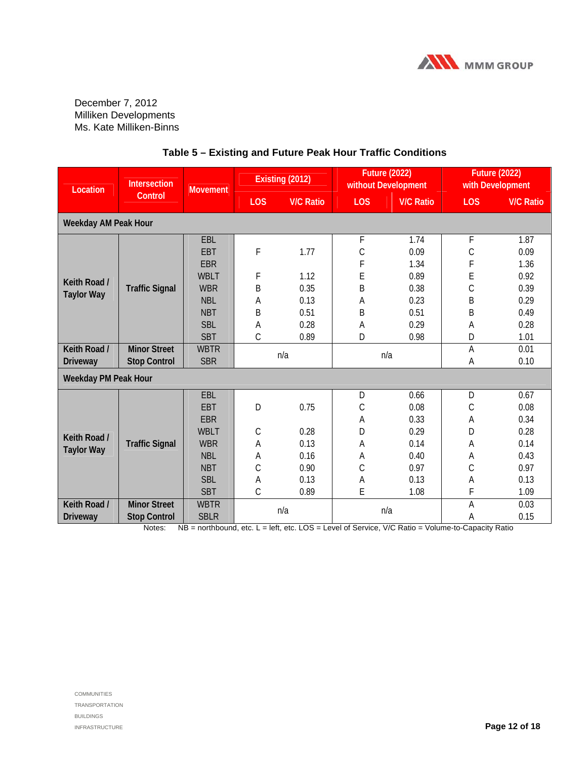December 7, 2012
Milliken Developments
Ms. Kate Milliken-Binns

### Table 5 – Existing and Future Peak Hour Traffic Conditions

| Location | Intersection Control | Movement | Existing (2012) | | Future (2022) without Development | | Future (2022) with Development | |
|---|---|---|---|---|---|---|---|---|
| | | | LOS | V/C Ratio | LOS | V/C Ratio | LOS | V/C Ratio |
| **Weekday AM Peak Hour** | | | | | | | | |
| Keith Road / Taylor Way | Traffic Signal | EBL | F | 1.77 | F | 1.74 | F | 1.87 |
| | | EBT | | | C | 0.09 | C | 0.09 |
| | | EBR | | | F | 1.34 | F | 1.36 |
| | | WBLT | F | 1.12 | E | 0.89 | E | 0.92 |
| | | WBR | B | 0.35 | B | 0.38 | C | 0.39 |
| | | NBL | A | 0.13 | A | 0.23 | B | 0.29 |
| | | NBT | B | 0.51 | B | 0.51 | B | 0.49 |
| | | SBL | A | 0.28 | A | 0.29 | A | 0.28 |
| | | SBT | C | 0.89 | D | 0.98 | D | 1.01 |
| Keith Road / Driveway | Minor Street Stop Control | WBTR | n/a | | n/a | | A | 0.01 |
| | | SBR | | | | | A | 0.10 |
| **Weekday PM Peak Hour** | | | | | | | | |
| Keith Road / Taylor Way | Traffic Signal | EBL | D | 0.75 | D | 0.66 | D | 0.67 |
| | | EBT | | | C | 0.08 | C | 0.08 |
| | | EBR | | | A | 0.33 | A | 0.34 |
| | | WBLT | C | 0.28 | D | 0.29 | D | 0.28 |
| | | WBR | A | 0.13 | A | 0.14 | A | 0.14 |
| | | NBL | A | 0.16 | A | 0.40 | A | 0.43 |
| | | NBT | C | 0.90 | C | 0.97 | C | 0.97 |
| | | SBL | A | 0.13 | A | 0.13 | A | 0.13 |
| | | SBT | C | 0.89 | E | 1.08 | F | 1.09 |
| Keith Road / Driveway | Minor Street Stop Control | WBTR | n/a | | n/a | | A | 0.03 |
| | | SBLR | | | | | A | 0.15 |

Notes: NB = northbound, etc. L = left, etc. LOS = Level of Service, V/C Ratio = Volume-to-Capacity Ratio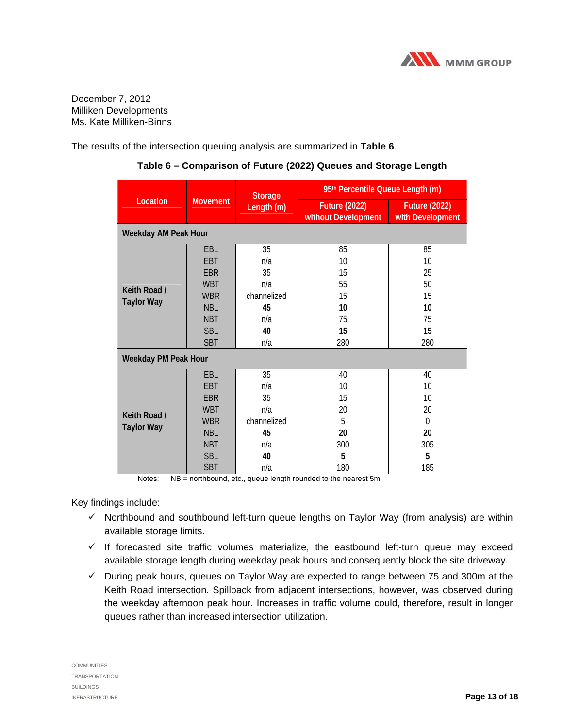December 7, 2012
Milliken Developments
Ms. Kate Milliken-Binns

The results of the intersection queuing analysis are summarized in **Table 6**.

**Table 6 – Comparison of Future (2022) Queues and Storage Length**

| Location | Movement | Storage Length (m) | 95th Percentile Queue Length (m) | |
|---|---|---|---|---|
| | | | Future (2022) without Development | Future (2022) with Development |
| **Weekday AM Peak Hour** | | | | |
| Keith Road / Taylor Way | EBL | 35 | 85 | 85 |
| | EBT | n/a | 10 | 10 |
| | EBR | 35 | 15 | 25 |
| | WBT | n/a | 55 | 50 |
| | WBR | channelized | 15 | 15 |
| | NBL | **45** | **10** | **10** |
| | NBT | n/a | 75 | 75 |
| | SBL | **40** | **15** | **15** |
| | SBT | n/a | 280 | 280 |
| **Weekday PM Peak Hour** | | | | |
| Keith Road / Taylor Way | EBL | 35 | 40 | 40 |
| | EBT | n/a | 10 | 10 |
| | EBR | 35 | 15 | 10 |
| | WBT | n/a | 20 | 20 |
| | WBR | channelized | 5 | 0 |
| | NBL | **45** | **20** | **20** |
| | NBT | n/a | 300 | 305 |
| | SBL | **40** | **5** | **5** |
| | SBT | n/a | 180 | 185 |

Notes: NB = northbound, etc., queue length rounded to the nearest 5m

Key findings include:

- ✓ Northbound and southbound left-turn queue lengths on Taylor Way (from analysis) are within available storage limits.
- ✓ If forecasted site traffic volumes materialize, the eastbound left-turn queue may exceed available storage length during weekday peak hours and consequently block the site driveway.
- ✓ During peak hours, queues on Taylor Way are expected to range between 75 and 300m at the Keith Road intersection. Spillback from adjacent intersections, however, was observed during the weekday afternoon peak hour. Increases in traffic volume could, therefore, result in longer queues rather than increased intersection utilization.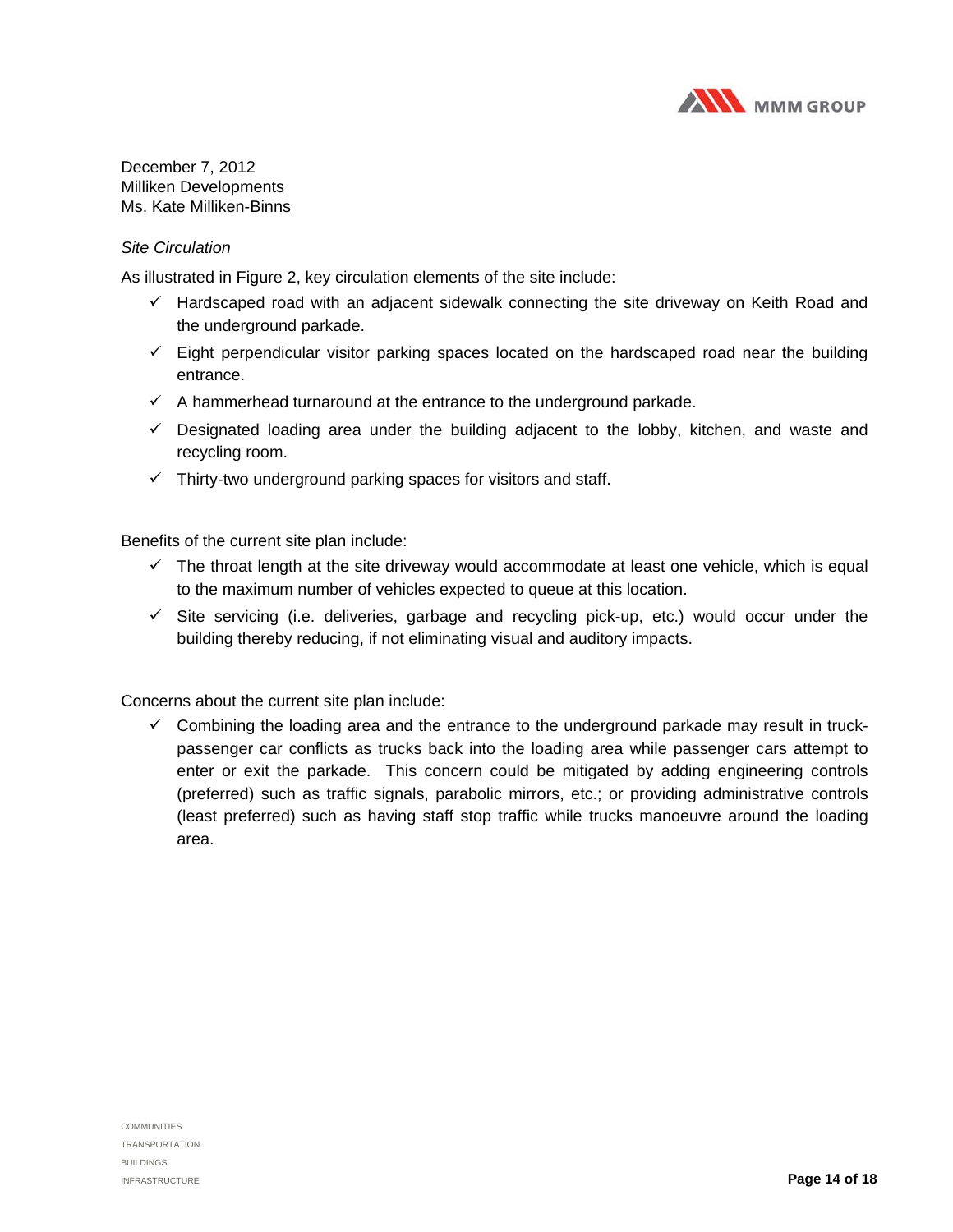December 7, 2012
Milliken Developments
Ms. Kate Milliken-Binns

*Site Circulation*

As illustrated in Figure 2, key circulation elements of the site include:

- ✓ Hardscaped road with an adjacent sidewalk connecting the site driveway on Keith Road and the underground parkade.
- ✓ Eight perpendicular visitor parking spaces located on the hardscaped road near the building entrance.
- ✓ A hammerhead turnaround at the entrance to the underground parkade.
- ✓ Designated loading area under the building adjacent to the lobby, kitchen, and waste and recycling room.
- ✓ Thirty-two underground parking spaces for visitors and staff.

Benefits of the current site plan include:

- ✓ The throat length at the site driveway would accommodate at least one vehicle, which is equal to the maximum number of vehicles expected to queue at this location.
- ✓ Site servicing (i.e. deliveries, garbage and recycling pick-up, etc.) would occur under the building thereby reducing, if not eliminating visual and auditory impacts.

Concerns about the current site plan include:

- ✓ Combining the loading area and the entrance to the underground parkade may result in truck-passenger car conflicts as trucks back into the loading area while passenger cars attempt to enter or exit the parkade. This concern could be mitigated by adding engineering controls (preferred) such as traffic signals, parabolic mirrors, etc.; or providing administrative controls (least preferred) such as having staff stop traffic while trucks manoeuvre around the loading area.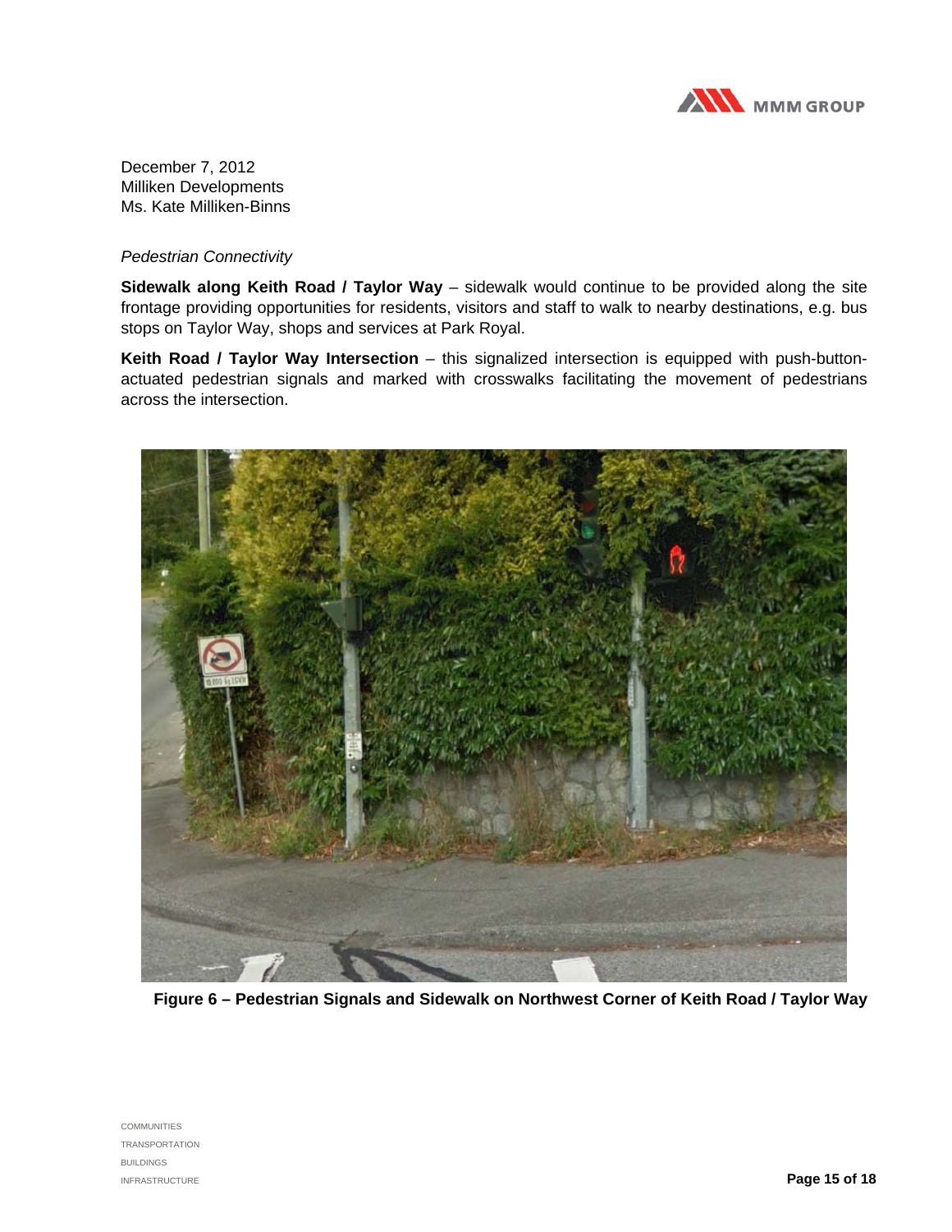December 7, 2012
Milliken Developments
Ms. Kate Milliken-Binns

*Pedestrian Connectivity*

**Sidewalk along Keith Road / Taylor Way** – sidewalk would continue to be provided along the site frontage providing opportunities for residents, visitors and staff to walk to nearby destinations, e.g. bus stops on Taylor Way, shops and services at Park Royal.

**Keith Road / Taylor Way Intersection** – this signalized intersection is equipped with push-button-actuated pedestrian signals and marked with crosswalks facilitating the movement of pedestrians across the intersection.

**Figure 6 – Pedestrian Signals and Sidewalk on Northwest Corner of Keith Road / Taylor Way**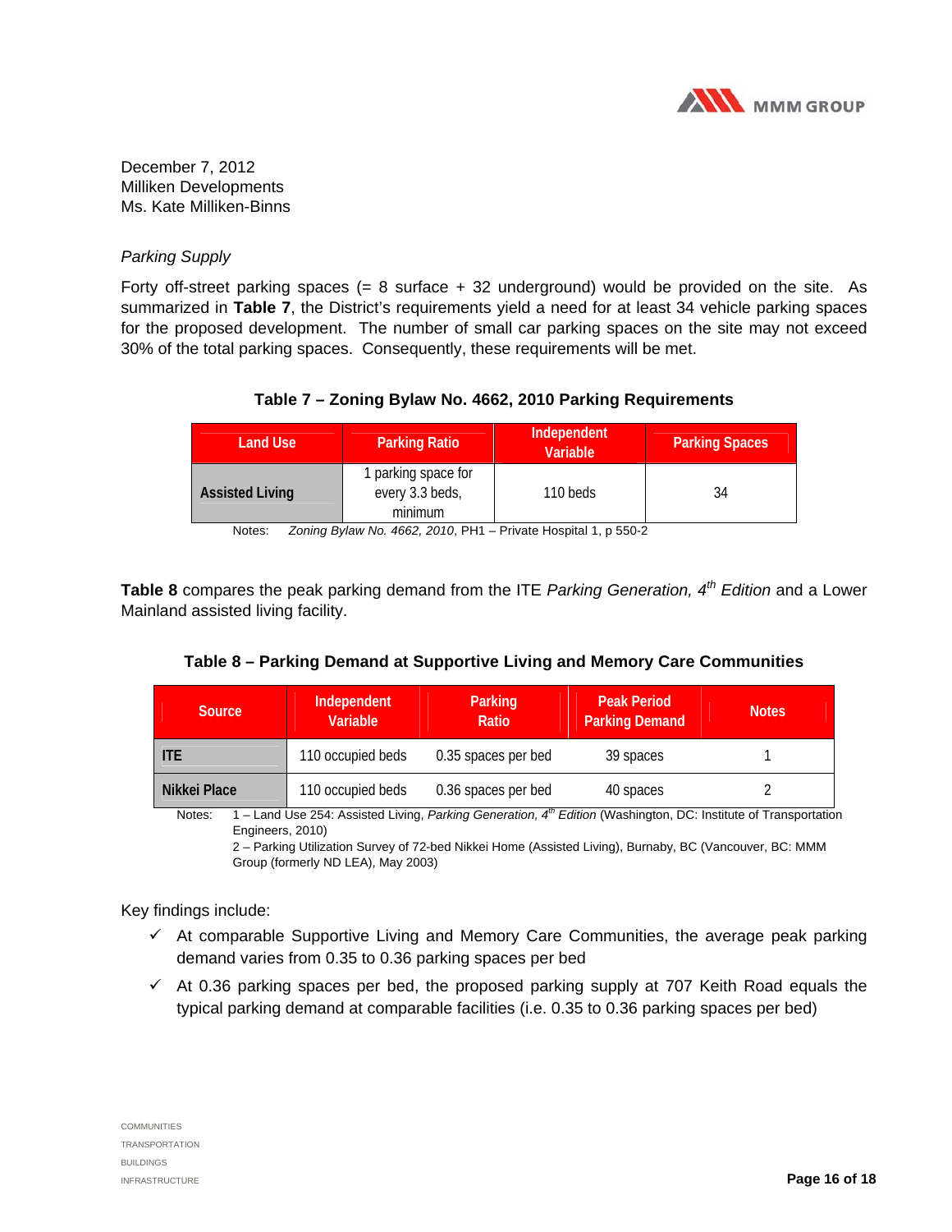December 7, 2012
Milliken Developments
Ms. Kate Milliken-Binns

*Parking Supply*

Forty off-street parking spaces (= 8 surface + 32 underground) would be provided on the site. As summarized in **Table 7**, the District's requirements yield a need for at least 34 vehicle parking spaces for the proposed development. The number of small car parking spaces on the site may not exceed 30% of the total parking spaces. Consequently, these requirements will be met.

**Table 7 – Zoning Bylaw No. 4662, 2010 Parking Requirements**

| Land Use | Parking Ratio | Independent Variable | Parking Spaces |
|---|---|---|---|
| **Assisted Living** | 1 parking space for every 3.3 beds, minimum | 110 beds | 34 |

Notes: *Zoning Bylaw No. 4662, 2010*, PH1 – Private Hospital 1, p 550-2

**Table 8** compares the peak parking demand from the ITE *Parking Generation, 4th Edition* and a Lower Mainland assisted living facility.

**Table 8 – Parking Demand at Supportive Living and Memory Care Communities**

| Source | Independent Variable | Parking Ratio | Peak Period Parking Demand | Notes |
|---|---|---|---|---|
| **ITE** | 110 occupied beds | 0.35 spaces per bed | 39 spaces | 1 |
| **Nikkei Place** | 110 occupied beds | 0.36 spaces per bed | 40 spaces | 2 |

Notes: 1 – Land Use 254: Assisted Living, *Parking Generation, 4th Edition* (Washington, DC: Institute of Transportation Engineers, 2010)
2 – Parking Utilization Survey of 72-bed Nikkei Home (Assisted Living), Burnaby, BC (Vancouver, BC: MMM Group (formerly ND LEA), May 2003)

Key findings include:

- ✓ At comparable Supportive Living and Memory Care Communities, the average peak parking demand varies from 0.35 to 0.36 parking spaces per bed
- ✓ At 0.36 parking spaces per bed, the proposed parking supply at 707 Keith Road equals the typical parking demand at comparable facilities (i.e. 0.35 to 0.36 parking spaces per bed)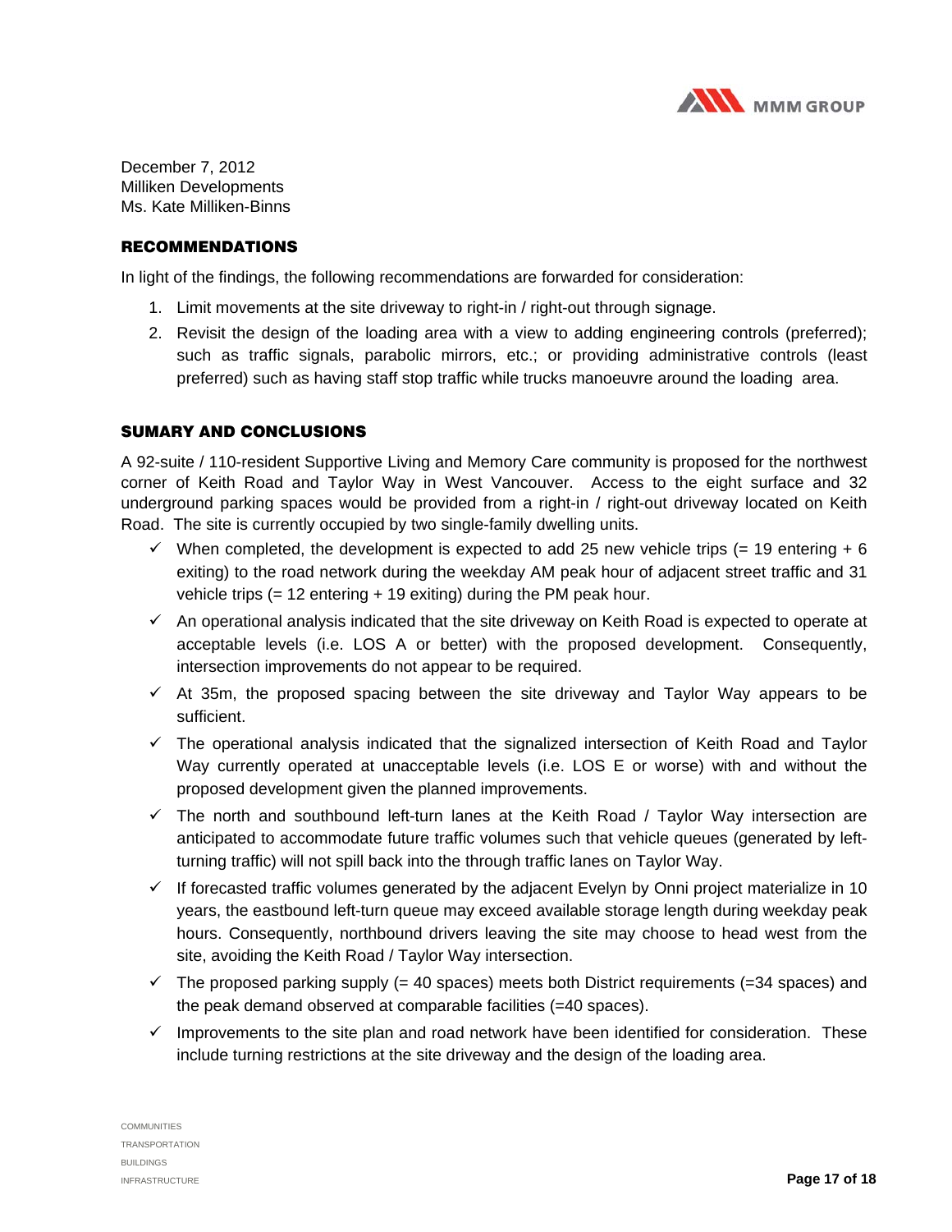December 7, 2012
Milliken Developments
Ms. Kate Milliken-Binns

## RECOMMENDATIONS

In light of the findings, the following recommendations are forwarded for consideration:

1. Limit movements at the site driveway to right-in / right-out through signage.
2. Revisit the design of the loading area with a view to adding engineering controls (preferred); such as traffic signals, parabolic mirrors, etc.; or providing administrative controls (least preferred) such as having staff stop traffic while trucks manoeuvre around the loading area.

## SUMARY AND CONCLUSIONS

A 92-suite / 110-resident Supportive Living and Memory Care community is proposed for the northwest corner of Keith Road and Taylor Way in West Vancouver. Access to the eight surface and 32 underground parking spaces would be provided from a right-in / right-out driveway located on Keith Road. The site is currently occupied by two single-family dwelling units.

- ✓ When completed, the development is expected to add 25 new vehicle trips (= 19 entering + 6 exiting) to the road network during the weekday AM peak hour of adjacent street traffic and 31 vehicle trips (= 12 entering + 19 exiting) during the PM peak hour.
- ✓ An operational analysis indicated that the site driveway on Keith Road is expected to operate at acceptable levels (i.e. LOS A or better) with the proposed development. Consequently, intersection improvements do not appear to be required.
- ✓ At 35m, the proposed spacing between the site driveway and Taylor Way appears to be sufficient.
- ✓ The operational analysis indicated that the signalized intersection of Keith Road and Taylor Way currently operated at unacceptable levels (i.e. LOS E or worse) with and without the proposed development given the planned improvements.
- ✓ The north and southbound left-turn lanes at the Keith Road / Taylor Way intersection are anticipated to accommodate future traffic volumes such that vehicle queues (generated by left-turning traffic) will not spill back into the through traffic lanes on Taylor Way.
- ✓ If forecasted traffic volumes generated by the adjacent Evelyn by Onni project materialize in 10 years, the eastbound left-turn queue may exceed available storage length during weekday peak hours. Consequently, northbound drivers leaving the site may choose to head west from the site, avoiding the Keith Road / Taylor Way intersection.
- ✓ The proposed parking supply (= 40 spaces) meets both District requirements (=34 spaces) and the peak demand observed at comparable facilities (=40 spaces).
- ✓ Improvements to the site plan and road network have been identified for consideration. These include turning restrictions at the site driveway and the design of the loading area.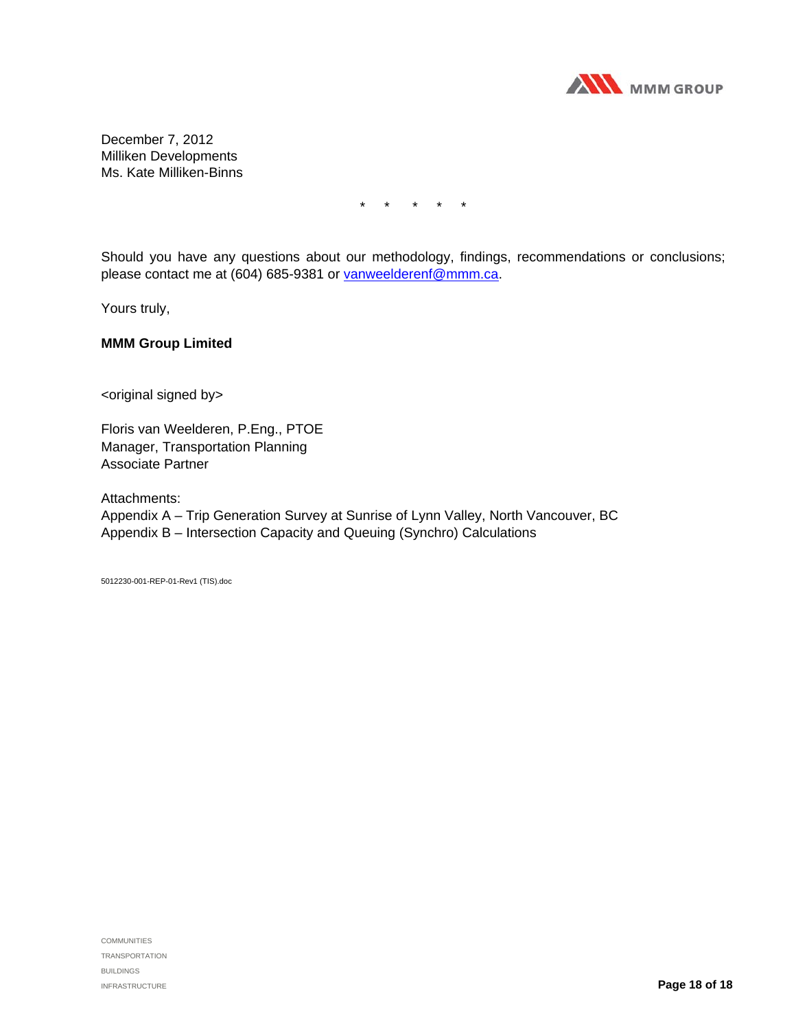December 7, 2012
Milliken Developments
Ms. Kate Milliken-Binns

\*   \*   \*   \*   \*

Should you have any questions about our methodology, findings, recommendations or conclusions; please contact me at (604) 685-9381 or vanweelderenf@mmm.ca.

Yours truly,

**MMM Group Limited**

<original signed by>

Floris van Weelderen, P.Eng., PTOE
Manager, Transportation Planning
Associate Partner

Attachments:
Appendix A – Trip Generation Survey at Sunrise of Lynn Valley, North Vancouver, BC
Appendix B – Intersection Capacity and Queuing (Synchro) Calculations

5012230-001-REP-01-Rev1 (TIS).doc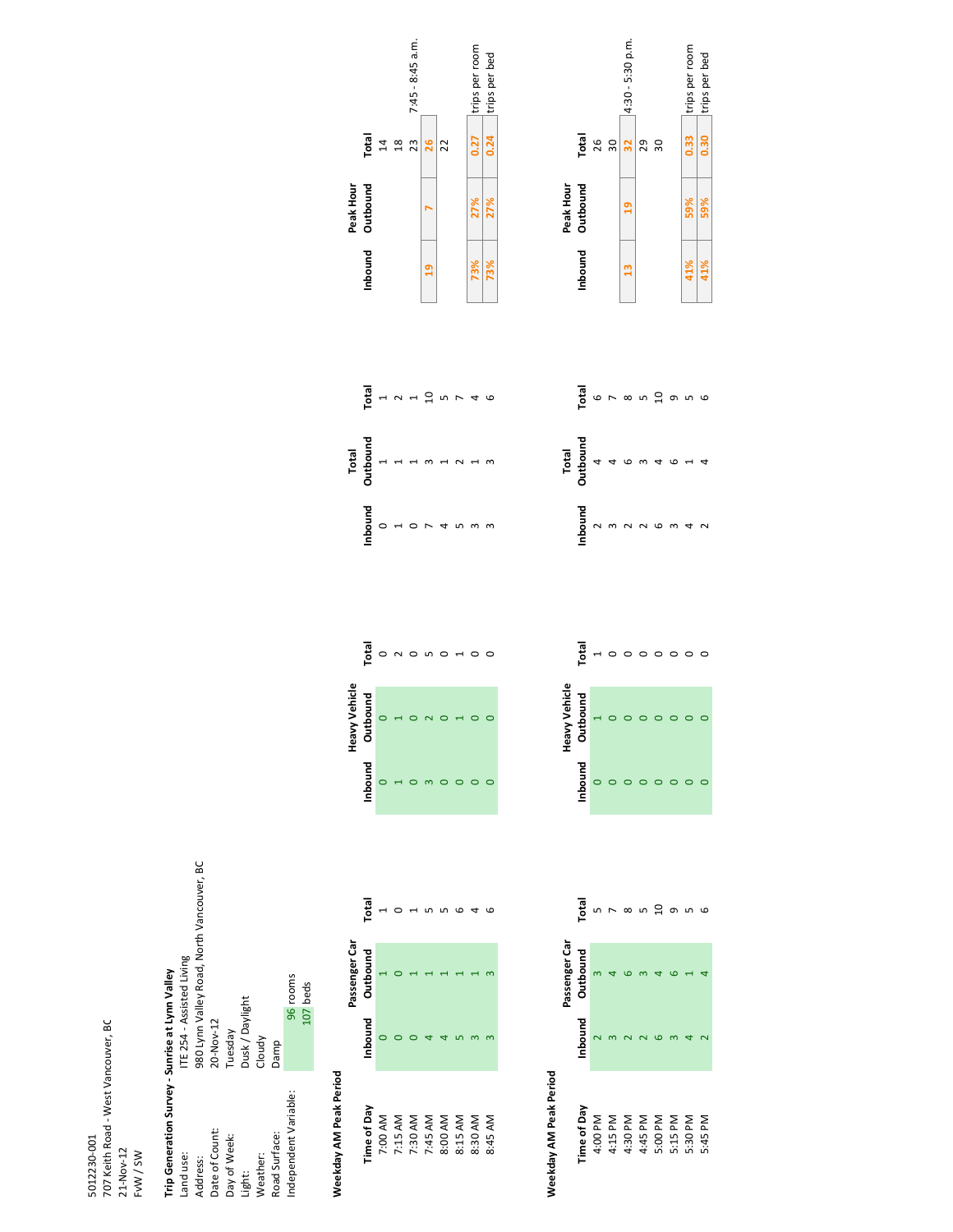5012230-001
707 Keith Road - West Vancouver, BC
21-Nov-12
FvW / SW

**Trip Generation Survey - Sunrise at Lynn Valley**

| | |
|---|---|
| Land use: | ITE 254 - Assisted Living |
| Address: | 980 Lynn Valley Road, North Vancouver, BC |
| Date of Count: | 20-Nov-12 |
| Day of Week: | Tuesday |
| Light: | Dusk / Daylight |
| Weather: | Cloudy |
| Road Surface: | Damp |
| Independent Variable: | 96 rooms |
| | 107 beds |

**Weekday AM Peak Period**

| Time of Day | Passenger Car | | | Heavy Vehicle | | | Total | | |
|---|---|---|---|---|---|---|---|---|---|
| | Inbound | Outbound | Total | Inbound | Outbound | Total | Inbound | Outbound | Total |
| 7:00 AM | 0 | 1 | 1 | 0 | 0 | 0 | 0 | 1 | 1 |
| 7:15 AM | 0 | 0 | 0 | 1 | 1 | 2 | 1 | 1 | 2 |
| 7:30 AM | 0 | 1 | 1 | 0 | 0 | 0 | 0 | 1 | 1 |
| 7:45 AM | 4 | 1 | 5 | 3 | 2 | 5 | 7 | 3 | 10 |
| 8:00 AM | 4 | 1 | 5 | 0 | 0 | 0 | 4 | 1 | 5 |
| 8:15 AM | 5 | 1 | 6 | 0 | 1 | 1 | 5 | 2 | 7 |
| 8:30 AM | 3 | 1 | 4 | 0 | 0 | 0 | 3 | 1 | 4 |
| 8:45 AM | 3 | 3 | 6 | 0 | 0 | 0 | 3 | 3 | 6 |

| Peak Hour Inbound | Peak Hour Outbound | Peak Hour Total | |
|---|---|---|---|
| | | 14 | |
| | | 18 | |
| | | 23 | |
| 19 | 7 | 26 | 7:45 - 8:45 a.m. |
| | | 22 | |
| 73% | 27% | 0.27 | trips per room |
| 73% | 27% | 0.24 | trips per bed |

**Weekday AM Peak Period**

| Time of Day | Passenger Car | | | Heavy Vehicle | | | Total | | |
|---|---|---|---|---|---|---|---|---|---|
| | Inbound | Outbound | Total | Inbound | Outbound | Total | Inbound | Outbound | Total |
| 4:00 PM | 2 | 3 | 5 | 0 | 1 | 1 | 2 | 4 | 6 |
| 4:15 PM | 3 | 4 | 7 | 0 | 0 | 0 | 3 | 4 | 7 |
| 4:30 PM | 2 | 6 | 8 | 0 | 0 | 0 | 2 | 6 | 8 |
| 4:45 PM | 2 | 3 | 5 | 0 | 0 | 0 | 2 | 3 | 5 |
| 5:00 PM | 6 | 4 | 10 | 0 | 0 | 0 | 6 | 4 | 10 |
| 5:15 PM | 3 | 6 | 9 | 0 | 0 | 0 | 3 | 6 | 9 |
| 5:30 PM | 4 | 1 | 5 | 0 | 0 | 0 | 4 | 1 | 5 |
| 5:45 PM | 2 | 4 | 6 | 0 | 0 | 0 | 2 | 4 | 6 |

| Peak Hour Inbound | Peak Hour Outbound | Peak Hour Total | |
|---|---|---|---|
| | | 26 | |
| | | 30 | |
| 13 | 19 | 32 | 4:30 - 5:30 p.m. |
| | | 29 | |
| | | 30 | |
| 41% | 59% | 0.33 | trips per room |
| 41% | 59% | 0.30 | trips per bed |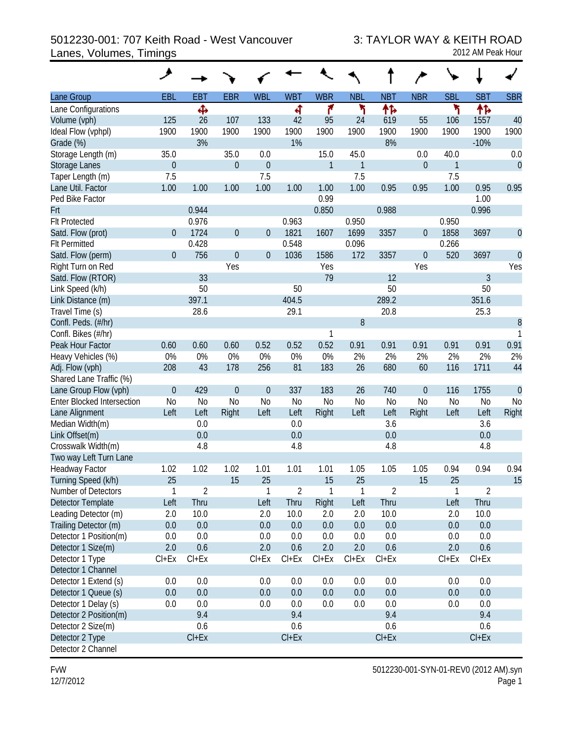# 5012230-001: 707 Keith Road - West Vancouver
## Lanes, Volumes, Timings

### 3: TAYLOR WAY & KEITH ROAD
2012 AM Peak Hour

| Lane Group | EBL | EBT | EBR | WBL | WBT | WBR | NBL | NBT | NBR | SBL | SBT | SBR |
|---|---|---|---|---|---|---|---|---|---|---|---|---|
| Lane Configurations | | ✥ | | | ↰ | ↱ | ↰ | ↑↱ | | ↰ | ↑↱ | |
| Volume (vph) | 125 | 26 | 107 | 133 | 42 | 95 | 24 | 619 | 55 | 106 | 1557 | 40 |
| Ideal Flow (vphpl) | 1900 | 1900 | 1900 | 1900 | 1900 | 1900 | 1900 | 1900 | 1900 | 1900 | 1900 | 1900 |
| Grade (%) | | 3% | | | 1% | | | 8% | | | -10% | |
| Storage Length (m) | 35.0 | | 35.0 | 0.0 | | 15.0 | 45.0 | | 0.0 | 40.0 | | 0.0 |
| Storage Lanes | 0 | | 0 | 0 | | 1 | 1 | | 0 | 1 | | 0 |
| Taper Length (m) | 7.5 | | | 7.5 | | | 7.5 | | | 7.5 | | |
| Lane Util. Factor | 1.00 | 1.00 | 1.00 | 1.00 | 1.00 | 1.00 | 1.00 | 0.95 | 0.95 | 1.00 | 0.95 | 0.95 |
| Ped Bike Factor | | | | | | 0.99 | | | | | 1.00 | |
| Frt | | 0.944 | | | | 0.850 | | 0.988 | | | 0.996 | |
| Flt Protected | | 0.976 | | | 0.963 | | 0.950 | | | 0.950 | | |
| Satd. Flow (prot) | 0 | 1724 | 0 | 0 | 1821 | 1607 | 1699 | 3357 | 0 | 1858 | 3697 | 0 |
| Flt Permitted | | 0.428 | | | 0.548 | | 0.096 | | | 0.266 | | |
| Satd. Flow (perm) | 0 | 756 | 0 | 0 | 1036 | 1586 | 172 | 3357 | 0 | 520 | 3697 | 0 |
| Right Turn on Red | | | Yes | | | Yes | | | Yes | | | Yes |
| Satd. Flow (RTOR) | | 33 | | | | 79 | | 12 | | | 3 | |
| Link Speed (k/h) | | 50 | | | 50 | | | 50 | | | 50 | |
| Link Distance (m) | | 397.1 | | | 404.5 | | | 289.2 | | | 351.6 | |
| Travel Time (s) | | 28.6 | | | 29.1 | | | 20.8 | | | 25.3 | |
| Confl. Peds. (#/hr) | | | | | | | 8 | | | | | 8 |
| Confl. Bikes (#/hr) | | | | | | 1 | | | | | | 1 |
| Peak Hour Factor | 0.60 | 0.60 | 0.60 | 0.52 | 0.52 | 0.52 | 0.91 | 0.91 | 0.91 | 0.91 | 0.91 | 0.91 |
| Heavy Vehicles (%) | 0% | 0% | 0% | 0% | 0% | 0% | 2% | 2% | 2% | 2% | 2% | 2% |
| Adj. Flow (vph) | 208 | 43 | 178 | 256 | 81 | 183 | 26 | 680 | 60 | 116 | 1711 | 44 |
| Shared Lane Traffic (%) | | | | | | | | | | | | |
| Lane Group Flow (vph) | 0 | 429 | 0 | 0 | 337 | 183 | 26 | 740 | 0 | 116 | 1755 | 0 |
| Enter Blocked Intersection | No | No | No | No | No | No | No | No | No | No | No | No |
| Lane Alignment | Left | Left | Right | Left | Left | Right | Left | Left | Right | Left | Left | Right |
| Median Width(m) | | 0.0 | | | 0.0 | | | 3.6 | | | 3.6 | |
| Link Offset(m) | | 0.0 | | | 0.0 | | | 0.0 | | | 0.0 | |
| Crosswalk Width(m) | | 4.8 | | | 4.8 | | | 4.8 | | | 4.8 | |
| Two way Left Turn Lane | | | | | | | | | | | | |
| Headway Factor | 1.02 | 1.02 | 1.02 | 1.01 | 1.01 | 1.01 | 1.05 | 1.05 | 1.05 | 0.94 | 0.94 | 0.94 |
| Turning Speed (k/h) | 25 | | 15 | 25 | | 15 | 25 | | 15 | 25 | | 15 |
| Number of Detectors | 1 | 2 | | 1 | 2 | 1 | 1 | 2 | | 1 | 2 | |
| Detector Template | Left | Thru | | Left | Thru | Right | Left | Thru | | Left | Thru | |
| Leading Detector (m) | 2.0 | 10.0 | | 2.0 | 10.0 | 2.0 | 2.0 | 10.0 | | 2.0 | 10.0 | |
| Trailing Detector (m) | 0.0 | 0.0 | | 0.0 | 0.0 | 0.0 | 0.0 | 0.0 | | 0.0 | 0.0 | |
| Detector 1 Position(m) | 0.0 | 0.0 | | 0.0 | 0.0 | 0.0 | 0.0 | 0.0 | | 0.0 | 0.0 | |
| Detector 1 Size(m) | 2.0 | 0.6 | | 2.0 | 0.6 | 2.0 | 2.0 | 0.6 | | 2.0 | 0.6 | |
| Detector 1 Type | Cl+Ex | Cl+Ex | | Cl+Ex | Cl+Ex | Cl+Ex | Cl+Ex | Cl+Ex | | Cl+Ex | Cl+Ex | |
| Detector 1 Channel | | | | | | | | | | | | |
| Detector 1 Extend (s) | 0.0 | 0.0 | | 0.0 | 0.0 | 0.0 | 0.0 | 0.0 | | 0.0 | 0.0 | |
| Detector 1 Queue (s) | 0.0 | 0.0 | | 0.0 | 0.0 | 0.0 | 0.0 | 0.0 | | 0.0 | 0.0 | |
| Detector 1 Delay (s) | 0.0 | 0.0 | | 0.0 | 0.0 | 0.0 | 0.0 | 0.0 | | 0.0 | 0.0 | |
| Detector 2 Position(m) | | 9.4 | | | 9.4 | | | 9.4 | | | 9.4 | |
| Detector 2 Size(m) | | 0.6 | | | 0.6 | | | 0.6 | | | 0.6 | |
| Detector 2 Type | | Cl+Ex | | | Cl+Ex | | | Cl+Ex | | | Cl+Ex | |
| Detector 2 Channel | | | | | | | | | | | | |

FvW
12/7/2012

5012230-001-SYN-01-REV0 (2012 AM).syn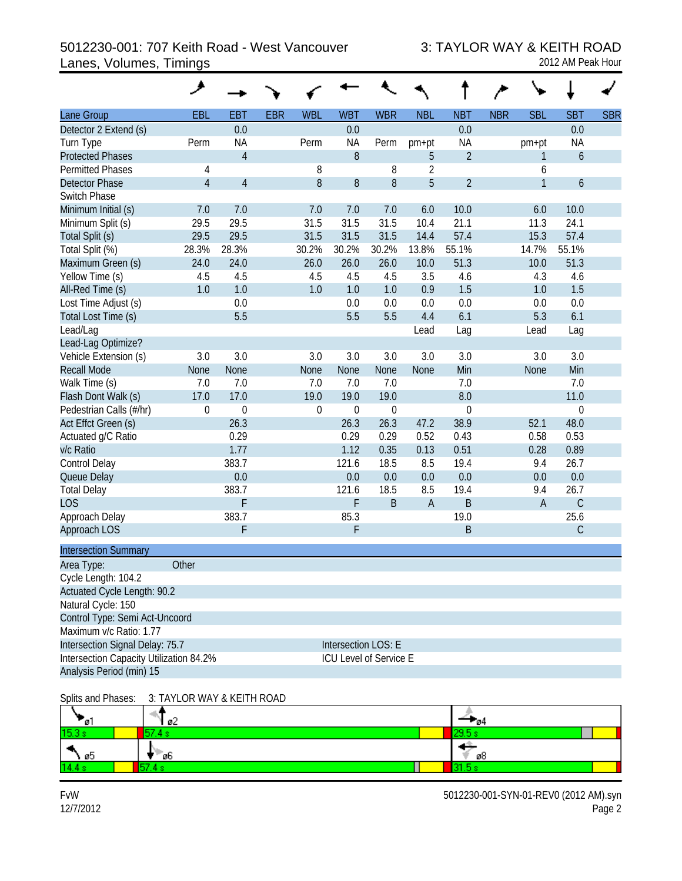# 5012230-001: 707 Keith Road - West Vancouver
## Lanes, Volumes, Timings

### 3: TAYLOR WAY & KEITH ROAD

2012 AM Peak Hour

| Lane Group | EBL | EBT | EBR | WBL | WBT | WBR | NBL | NBT | NBR | SBL | SBT | SBR |
|---|---|---|---|---|---|---|---|---|---|---|---|---|
| Detector 2 Extend (s) | | 0.0 | | | 0.0 | | | 0.0 | | | 0.0 | |
| Turn Type | Perm | NA | | Perm | NA | Perm | pm+pt | NA | | pm+pt | NA | |
| Protected Phases | | 4 | | | 8 | | 5 | 2 | | 1 | 6 | |
| Permitted Phases | 4 | | | 8 | | 8 | 2 | | | 6 | | |
| Detector Phase | 4 | 4 | | 8 | 8 | 8 | 5 | 2 | | 1 | 6 | |
| Switch Phase | | | | | | | | | | | | |
| Minimum Initial (s) | 7.0 | 7.0 | | 7.0 | 7.0 | 7.0 | 6.0 | 10.0 | | 6.0 | 10.0 | |
| Minimum Split (s) | 29.5 | 29.5 | | 31.5 | 31.5 | 31.5 | 10.4 | 21.1 | | 11.3 | 24.1 | |
| Total Split (s) | 29.5 | 29.5 | | 31.5 | 31.5 | 31.5 | 14.4 | 57.4 | | 15.3 | 57.4 | |
| Total Split (%) | 28.3% | 28.3% | | 30.2% | 30.2% | 30.2% | 13.8% | 55.1% | | 14.7% | 55.1% | |
| Maximum Green (s) | 24.0 | 24.0 | | 26.0 | 26.0 | 26.0 | 10.0 | 51.3 | | 10.0 | 51.3 | |
| Yellow Time (s) | 4.5 | 4.5 | | 4.5 | 4.5 | 4.5 | 3.5 | 4.6 | | 4.3 | 4.6 | |
| All-Red Time (s) | 1.0 | 1.0 | | 1.0 | 1.0 | 1.0 | 0.9 | 1.5 | | 1.0 | 1.5 | |
| Lost Time Adjust (s) | | 0.0 | | | 0.0 | 0.0 | 0.0 | 0.0 | | 0.0 | 0.0 | |
| Total Lost Time (s) | | 5.5 | | | 5.5 | 5.5 | 4.4 | 6.1 | | 5.3 | 6.1 | |
| Lead/Lag | | | | | | | Lead | Lag | | Lead | Lag | |
| Lead-Lag Optimize? | | | | | | | | | | | | |
| Vehicle Extension (s) | 3.0 | 3.0 | | 3.0 | 3.0 | 3.0 | 3.0 | 3.0 | | 3.0 | 3.0 | |
| Recall Mode | None | None | | None | None | None | None | Min | | None | Min | |
| Walk Time (s) | 7.0 | 7.0 | | 7.0 | 7.0 | 7.0 | | 7.0 | | | 7.0 | |
| Flash Dont Walk (s) | 17.0 | 17.0 | | 19.0 | 19.0 | 19.0 | | 8.0 | | | 11.0 | |
| Pedestrian Calls (#/hr) | 0 | 0 | | 0 | 0 | 0 | | 0 | | | 0 | |
| Act Effct Green (s) | | 26.3 | | | 26.3 | 26.3 | 47.2 | 38.9 | | 52.1 | 48.0 | |
| Actuated g/C Ratio | | 0.29 | | | 0.29 | 0.29 | 0.52 | 0.43 | | 0.58 | 0.53 | |
| v/c Ratio | | 1.77 | | | 1.12 | 0.35 | 0.13 | 0.51 | | 0.28 | 0.89 | |
| Control Delay | | 383.7 | | | 121.6 | 18.5 | 8.5 | 19.4 | | 9.4 | 26.7 | |
| Queue Delay | | 0.0 | | | 0.0 | 0.0 | 0.0 | 0.0 | | 0.0 | 0.0 | |
| Total Delay | | 383.7 | | | 121.6 | 18.5 | 8.5 | 19.4 | | 9.4 | 26.7 | |
| LOS | | F | | | F | B | A | B | | A | C | |
| Approach Delay | | 383.7 | | | 85.3 | | | 19.0 | | | 25.6 | |
| Approach LOS | | F | | | F | | | B | | | C | |

**Intersection Summary**

Area Type: Other
Cycle Length: 104.2
Actuated Cycle Length: 90.2
Natural Cycle: 150
Control Type: Semi Act-Uncoord
Maximum v/c Ratio: 1.77
Intersection Signal Delay: 75.7 — Intersection LOS: E
Intersection Capacity Utilization 84.2% — ICU Level of Service E
Analysis Period (min) 15

Splits and Phases: 3: TAYLOR WAY & KEITH ROAD

ø1 15.3 s
ø2 57.4 s
ø4 29.5 s
ø5 14.4 s
ø6 57.4 s
ø8 31.5 s

FvW
12/7/2012

5012230-001-SYN-01-REV0 (2012 AM).syn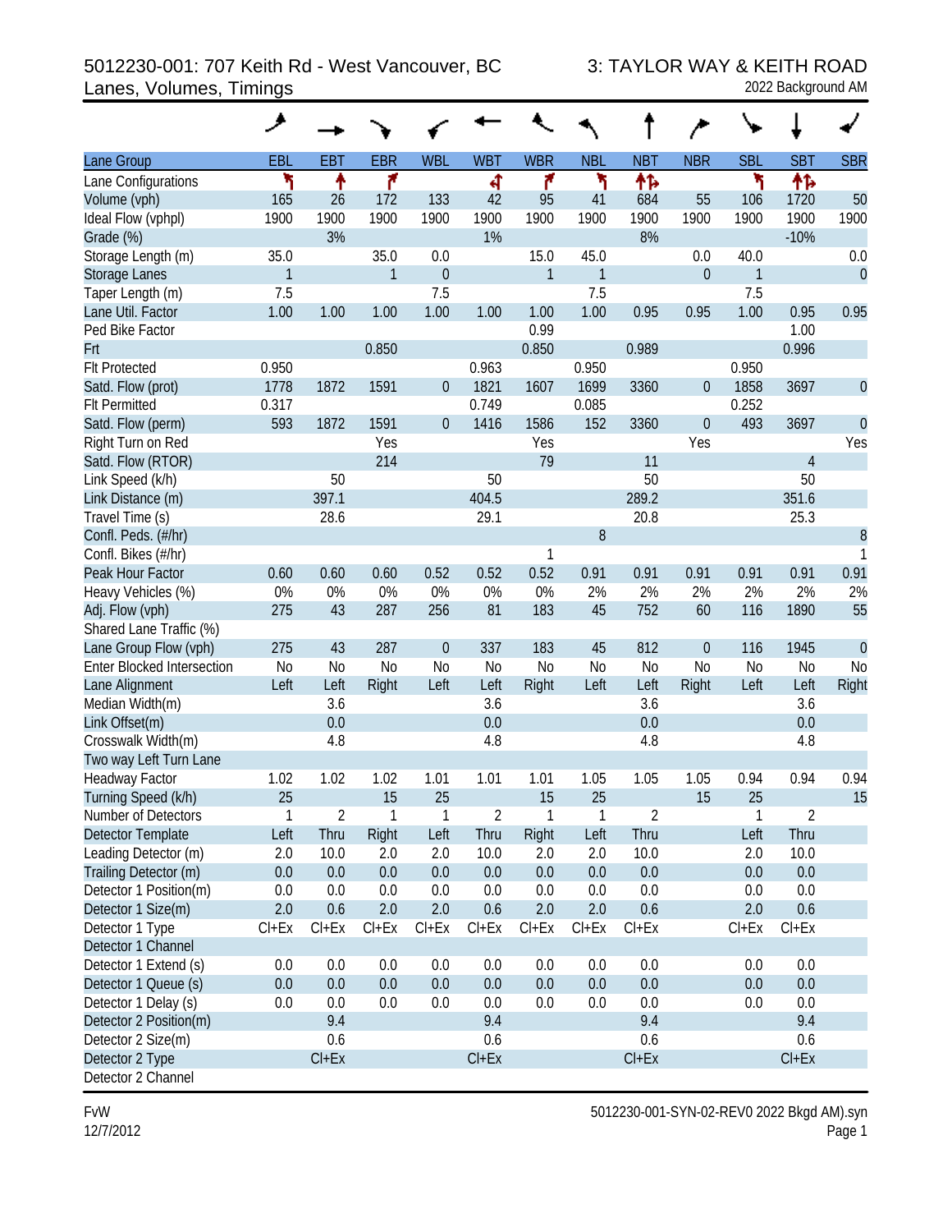# 5012230-001: 707 Keith Rd - West Vancouver, BC
## Lanes, Volumes, Timings

## 3: TAYLOR WAY & KEITH ROAD
2022 Background AM

| Lane Group | EBL | EBT | EBR | WBL | WBT | WBR | NBL | NBT | NBR | SBL | SBT | SBR |
|---|---|---|---|---|---|---|---|---|---|---|---|---|
| Lane Configurations | | | | | | | | | | | | |
| Volume (vph) | 165 | 26 | 172 | 133 | 42 | 95 | 41 | 684 | 55 | 106 | 1720 | 50 |
| Ideal Flow (vphpl) | 1900 | 1900 | 1900 | 1900 | 1900 | 1900 | 1900 | 1900 | 1900 | 1900 | 1900 | 1900 |
| Grade (%) | | 3% | | | 1% | | | 8% | | | -10% | |
| Storage Length (m) | 35.0 | | 35.0 | 0.0 | | 15.0 | 45.0 | | 0.0 | 40.0 | | 0.0 |
| Storage Lanes | 1 | | 1 | 0 | | 1 | 1 | | 0 | 1 | | 0 |
| Taper Length (m) | 7.5 | | | 7.5 | | | 7.5 | | | 7.5 | | |
| Lane Util. Factor | 1.00 | 1.00 | 1.00 | 1.00 | 1.00 | 1.00 | 1.00 | 0.95 | 0.95 | 1.00 | 0.95 | 0.95 |
| Ped Bike Factor | | | | | | 0.99 | | | | | 1.00 | |
| Frt | | | 0.850 | | | 0.850 | | 0.989 | | | 0.996 | |
| Flt Protected | 0.950 | | | | 0.963 | | 0.950 | | | 0.950 | | |
| Satd. Flow (prot) | 1778 | 1872 | 1591 | 0 | 1821 | 1607 | 1699 | 3360 | 0 | 1858 | 3697 | 0 |
| Flt Permitted | 0.317 | | | | 0.749 | | 0.085 | | | 0.252 | | |
| Satd. Flow (perm) | 593 | 1872 | 1591 | 0 | 1416 | 1586 | 152 | 3360 | 0 | 493 | 3697 | 0 |
| Right Turn on Red | | | Yes | | | Yes | | | Yes | | | Yes |
| Satd. Flow (RTOR) | | | 214 | | | 79 | | 11 | | | 4 | |
| Link Speed (k/h) | | 50 | | | 50 | | | 50 | | | 50 | |
| Link Distance (m) | | 397.1 | | | 404.5 | | | 289.2 | | | 351.6 | |
| Travel Time (s) | | 28.6 | | | 29.1 | | | 20.8 | | | 25.3 | |
| Confl. Peds. (#/hr) | | | | | | | 8 | | | | | 8 |
| Confl. Bikes (#/hr) | | | | | | 1 | | | | | | 1 |
| Peak Hour Factor | 0.60 | 0.60 | 0.60 | 0.52 | 0.52 | 0.52 | 0.91 | 0.91 | 0.91 | 0.91 | 0.91 | 0.91 |
| Heavy Vehicles (%) | 0% | 0% | 0% | 0% | 0% | 0% | 2% | 2% | 2% | 2% | 2% | 2% |
| Adj. Flow (vph) | 275 | 43 | 287 | 256 | 81 | 183 | 45 | 752 | 60 | 116 | 1890 | 55 |
| Shared Lane Traffic (%) | | | | | | | | | | | | |
| Lane Group Flow (vph) | 275 | 43 | 287 | 0 | 337 | 183 | 45 | 812 | 0 | 116 | 1945 | 0 |
| Enter Blocked Intersection | No | No | No | No | No | No | No | No | No | No | No | No |
| Lane Alignment | Left | Left | Right | Left | Left | Right | Left | Left | Right | Left | Left | Right |
| Median Width(m) | | 3.6 | | | 3.6 | | | 3.6 | | | 3.6 | |
| Link Offset(m) | | 0.0 | | | 0.0 | | | 0.0 | | | 0.0 | |
| Crosswalk Width(m) | | 4.8 | | | 4.8 | | | 4.8 | | | 4.8 | |
| Two way Left Turn Lane | | | | | | | | | | | | |
| Headway Factor | 1.02 | 1.02 | 1.02 | 1.01 | 1.01 | 1.01 | 1.05 | 1.05 | 1.05 | 0.94 | 0.94 | 0.94 |
| Turning Speed (k/h) | 25 | | 15 | 25 | | 15 | 25 | | 15 | 25 | | 15 |
| Number of Detectors | 1 | 2 | 1 | 1 | 2 | 1 | 1 | 2 | | 1 | 2 | |
| Detector Template | Left | Thru | Right | Left | Thru | Right | Left | Thru | | Left | Thru | |
| Leading Detector (m) | 2.0 | 10.0 | 2.0 | 2.0 | 10.0 | 2.0 | 2.0 | 10.0 | | 2.0 | 10.0 | |
| Trailing Detector (m) | 0.0 | 0.0 | 0.0 | 0.0 | 0.0 | 0.0 | 0.0 | 0.0 | | 0.0 | 0.0 | |
| Detector 1 Position(m) | 0.0 | 0.0 | 0.0 | 0.0 | 0.0 | 0.0 | 0.0 | 0.0 | | 0.0 | 0.0 | |
| Detector 1 Size(m) | 2.0 | 0.6 | 2.0 | 2.0 | 0.6 | 2.0 | 2.0 | 0.6 | | 2.0 | 0.6 | |
| Detector 1 Type | Cl+Ex | Cl+Ex | Cl+Ex | Cl+Ex | Cl+Ex | Cl+Ex | Cl+Ex | Cl+Ex | | Cl+Ex | Cl+Ex | |
| Detector 1 Channel | | | | | | | | | | | | |
| Detector 1 Extend (s) | 0.0 | 0.0 | 0.0 | 0.0 | 0.0 | 0.0 | 0.0 | 0.0 | | 0.0 | 0.0 | |
| Detector 1 Queue (s) | 0.0 | 0.0 | 0.0 | 0.0 | 0.0 | 0.0 | 0.0 | 0.0 | | 0.0 | 0.0 | |
| Detector 1 Delay (s) | 0.0 | 0.0 | 0.0 | 0.0 | 0.0 | 0.0 | 0.0 | 0.0 | | 0.0 | 0.0 | |
| Detector 2 Position(m) | | 9.4 | | | 9.4 | | | 9.4 | | | 9.4 | |
| Detector 2 Size(m) | | 0.6 | | | 0.6 | | | 0.6 | | | 0.6 | |
| Detector 2 Type | | Cl+Ex | | | Cl+Ex | | | Cl+Ex | | | Cl+Ex | |
| Detector 2 Channel | | | | | | | | | | | | |

FvW
12/7/2012

5012230-001-SYN-02-REV0 2022 Bkgd AM).syn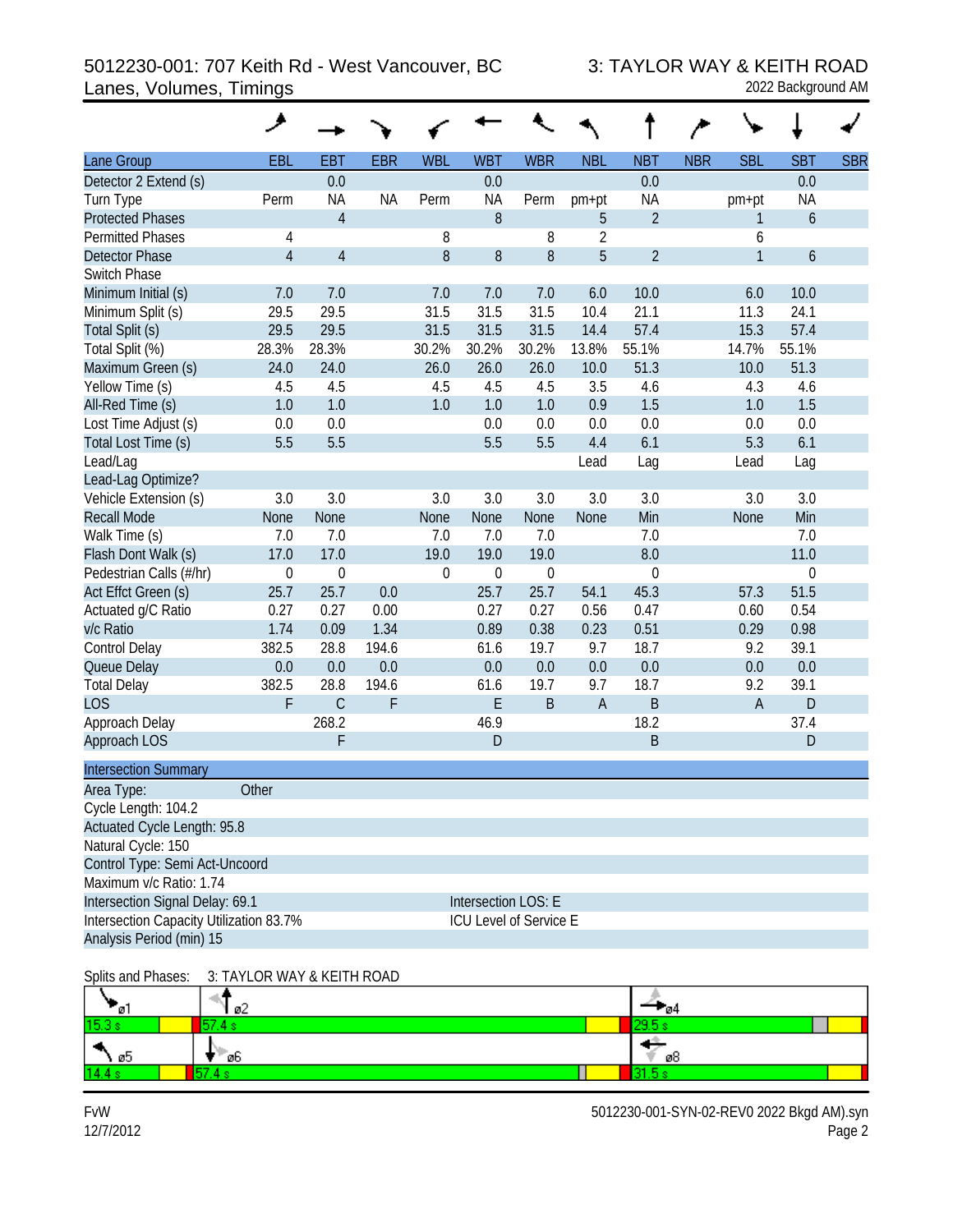# 5012230-001: 707 Keith Rd - West Vancouver, BC
# Lanes, Volumes, Timings

## 3: TAYLOR WAY & KEITH ROAD
2022 Background AM

| Lane Group | EBL | EBT | EBR | WBL | WBT | WBR | NBL | NBT | NBR | SBL | SBT | SBR |
|---|---|---|---|---|---|---|---|---|---|---|---|---|
| Detector 2 Extend (s) | | 0.0 | | | 0.0 | | | 0.0 | | | 0.0 | |
| Turn Type | Perm | NA | NA | Perm | NA | Perm | pm+pt | NA | | pm+pt | NA | |
| Protected Phases | | 4 | | | 8 | | 5 | 2 | | 1 | 6 | |
| Permitted Phases | 4 | | | 8 | | 8 | 2 | | | 6 | | |
| Detector Phase | 4 | 4 | | 8 | 8 | 8 | 5 | 2 | | 1 | 6 | |
| Switch Phase | | | | | | | | | | | | |
| Minimum Initial (s) | 7.0 | 7.0 | | 7.0 | 7.0 | 7.0 | 6.0 | 10.0 | | 6.0 | 10.0 | |
| Minimum Split (s) | 29.5 | 29.5 | | 31.5 | 31.5 | 31.5 | 10.4 | 21.1 | | 11.3 | 24.1 | |
| Total Split (s) | 29.5 | 29.5 | | 31.5 | 31.5 | 31.5 | 14.4 | 57.4 | | 15.3 | 57.4 | |
| Total Split (%) | 28.3% | 28.3% | | 30.2% | 30.2% | 30.2% | 13.8% | 55.1% | | 14.7% | 55.1% | |
| Maximum Green (s) | 24.0 | 24.0 | | 26.0 | 26.0 | 26.0 | 10.0 | 51.3 | | 10.0 | 51.3 | |
| Yellow Time (s) | 4.5 | 4.5 | | 4.5 | 4.5 | 4.5 | 3.5 | 4.6 | | 4.3 | 4.6 | |
| All-Red Time (s) | 1.0 | 1.0 | | 1.0 | 1.0 | 1.0 | 0.9 | 1.5 | | 1.0 | 1.5 | |
| Lost Time Adjust (s) | 0.0 | 0.0 | | | 0.0 | 0.0 | 0.0 | 0.0 | | 0.0 | 0.0 | |
| Total Lost Time (s) | 5.5 | 5.5 | | | 5.5 | 5.5 | 4.4 | 6.1 | | 5.3 | 6.1 | |
| Lead/Lag | | | | | | | Lead | Lag | | Lead | Lag | |
| Lead-Lag Optimize? | | | | | | | | | | | | |
| Vehicle Extension (s) | 3.0 | 3.0 | | 3.0 | 3.0 | 3.0 | 3.0 | 3.0 | | 3.0 | 3.0 | |
| Recall Mode | None | None | | None | None | None | None | Min | | None | Min | |
| Walk Time (s) | 7.0 | 7.0 | | 7.0 | 7.0 | 7.0 | | 7.0 | | | 7.0 | |
| Flash Dont Walk (s) | 17.0 | 17.0 | | 19.0 | 19.0 | 19.0 | | 8.0 | | | 11.0 | |
| Pedestrian Calls (#/hr) | 0 | 0 | | 0 | 0 | 0 | | 0 | | | 0 | |
| Act Effct Green (s) | 25.7 | 25.7 | 0.0 | | 25.7 | 25.7 | 54.1 | 45.3 | | 57.3 | 51.5 | |
| Actuated g/C Ratio | 0.27 | 0.27 | 0.00 | | 0.27 | 0.27 | 0.56 | 0.47 | | 0.60 | 0.54 | |
| v/c Ratio | 1.74 | 0.09 | 1.34 | | 0.89 | 0.38 | 0.23 | 0.51 | | 0.29 | 0.98 | |
| Control Delay | 382.5 | 28.8 | 194.6 | | 61.6 | 19.7 | 9.7 | 18.7 | | 9.2 | 39.1 | |
| Queue Delay | 0.0 | 0.0 | 0.0 | | 0.0 | 0.0 | 0.0 | 0.0 | | 0.0 | 0.0 | |
| Total Delay | 382.5 | 28.8 | 194.6 | | 61.6 | 19.7 | 9.7 | 18.7 | | 9.2 | 39.1 | |
| LOS | F | C | F | | E | B | A | B | | A | D | |
| Approach Delay | | 268.2 | | | 46.9 | | | 18.2 | | | 37.4 | |
| Approach LOS | | F | | | D | | | B | | | D | |

## Intersection Summary

Area Type: Other
Cycle Length: 104.2
Actuated Cycle Length: 95.8
Natural Cycle: 150
Control Type: Semi Act-Uncoord
Maximum v/c Ratio: 1.74
Intersection Signal Delay: 69.1 — Intersection LOS: E
Intersection Capacity Utilization 83.7% — ICU Level of Service E
Analysis Period (min) 15

Splits and Phases: 3: TAYLOR WAY & KEITH ROAD

ø1 15.3 s
ø2 57.4 s
ø4 29.5 s
ø5 14.4 s
ø6 57.4 s
ø8 31.5 s

FvW
12/7/2012
5012230-001-SYN-02-REV0 2022 Bkgd AM).syn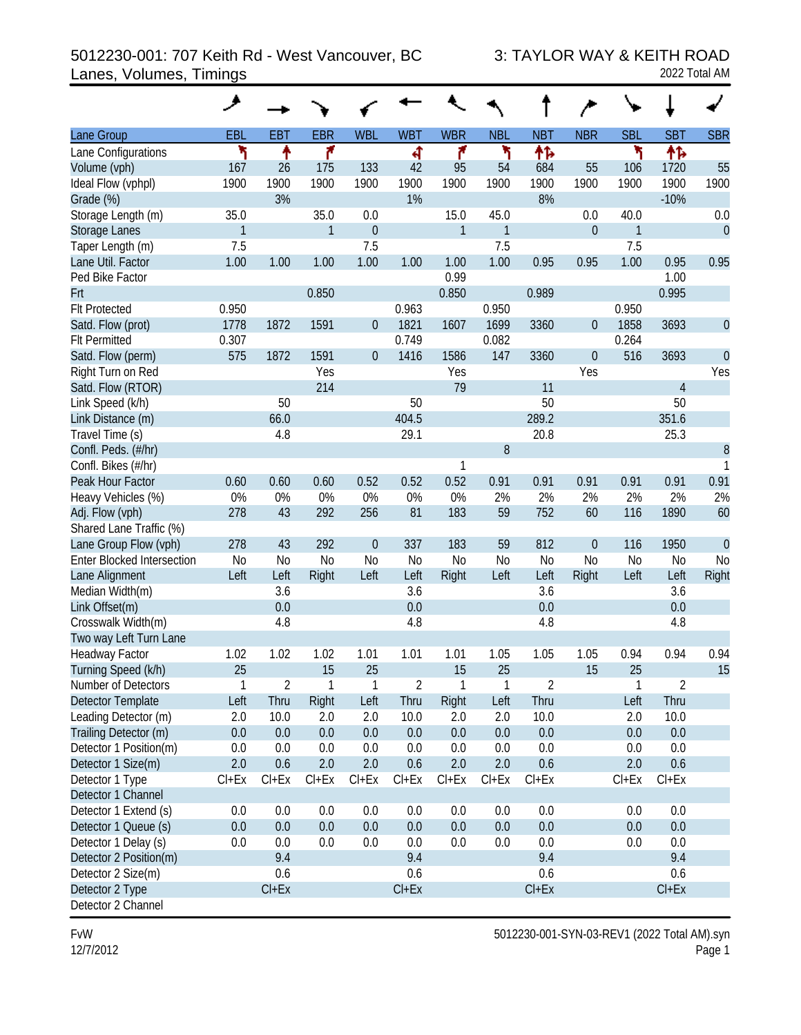# 5012230-001: 707 Keith Rd - West Vancouver, BC
## Lanes, Volumes, Timings

### 3: TAYLOR WAY & KEITH ROAD
2022 Total AM

| Lane Group | EBL | EBT | EBR | WBL | WBT | WBR | NBL | NBT | NBR | SBL | SBT | SBR |
|---|---|---|---|---|---|---|---|---|---|---|---|---|
| Lane Configurations | ↰ | ↑ | ↱ | | ↰↑ | ↱ | ↰ | ↑↱ | | ↰ | ↑↱ | |
| Volume (vph) | 167 | 26 | 175 | 133 | 42 | 95 | 54 | 684 | 55 | 106 | 1720 | 55 |
| Ideal Flow (vphpl) | 1900 | 1900 | 1900 | 1900 | 1900 | 1900 | 1900 | 1900 | 1900 | 1900 | 1900 | 1900 |
| Grade (%) | | 3% | | | 1% | | | 8% | | | -10% | |
| Storage Length (m) | 35.0 | | 35.0 | 0.0 | | 15.0 | 45.0 | | 0.0 | 40.0 | | 0.0 |
| Storage Lanes | 1 | | 1 | 0 | | 1 | 1 | | 0 | 1 | | 0 |
| Taper Length (m) | 7.5 | | | 7.5 | | | 7.5 | | | 7.5 | | |
| Lane Util. Factor | 1.00 | 1.00 | 1.00 | 1.00 | 1.00 | 1.00 | 1.00 | 0.95 | 0.95 | 1.00 | 0.95 | 0.95 |
| Ped Bike Factor | | | | | | 0.99 | | | | | 1.00 | |
| Frt | | | 0.850 | | | 0.850 | | 0.989 | | | 0.995 | |
| Flt Protected | 0.950 | | | | 0.963 | | 0.950 | | | 0.950 | | |
| Satd. Flow (prot) | 1778 | 1872 | 1591 | 0 | 1821 | 1607 | 1699 | 3360 | 0 | 1858 | 3693 | 0 |
| Flt Permitted | 0.307 | | | | 0.749 | | 0.082 | | | 0.264 | | |
| Satd. Flow (perm) | 575 | 1872 | 1591 | 0 | 1416 | 1586 | 147 | 3360 | 0 | 516 | 3693 | 0 |
| Right Turn on Red | | | Yes | | | Yes | | | Yes | | | Yes |
| Satd. Flow (RTOR) | | | 214 | | | 79 | | 11 | | | 4 | |
| Link Speed (k/h) | | 50 | | | 50 | | | 50 | | | 50 | |
| Link Distance (m) | | 66.0 | | | 404.5 | | | 289.2 | | | 351.6 | |
| Travel Time (s) | | 4.8 | | | 29.1 | | | 20.8 | | | 25.3 | |
| Confl. Peds. (#/hr) | | | | | | | 8 | | | | | 8 |
| Confl. Bikes (#/hr) | | | | | | 1 | | | | | | 1 |
| Peak Hour Factor | 0.60 | 0.60 | 0.60 | 0.52 | 0.52 | 0.52 | 0.91 | 0.91 | 0.91 | 0.91 | 0.91 | 0.91 |
| Heavy Vehicles (%) | 0% | 0% | 0% | 0% | 0% | 0% | 2% | 2% | 2% | 2% | 2% | 2% |
| Adj. Flow (vph) | 278 | 43 | 292 | 256 | 81 | 183 | 59 | 752 | 60 | 116 | 1890 | 60 |
| Shared Lane Traffic (%) | | | | | | | | | | | | |
| Lane Group Flow (vph) | 278 | 43 | 292 | 0 | 337 | 183 | 59 | 812 | 0 | 116 | 1950 | 0 |
| Enter Blocked Intersection | No | No | No | No | No | No | No | No | No | No | No | No |
| Lane Alignment | Left | Left | Right | Left | Left | Right | Left | Left | Right | Left | Left | Right |
| Median Width(m) | | 3.6 | | | 3.6 | | | 3.6 | | | 3.6 | |
| Link Offset(m) | | 0.0 | | | 0.0 | | | 0.0 | | | 0.0 | |
| Crosswalk Width(m) | | 4.8 | | | 4.8 | | | 4.8 | | | 4.8 | |
| Two way Left Turn Lane | | | | | | | | | | | | |
| Headway Factor | 1.02 | 1.02 | 1.02 | 1.01 | 1.01 | 1.01 | 1.05 | 1.05 | 1.05 | 0.94 | 0.94 | 0.94 |
| Turning Speed (k/h) | 25 | | 15 | 25 | | 15 | 25 | | 15 | 25 | | 15 |
| Number of Detectors | 1 | 2 | 1 | 1 | 2 | 1 | 1 | 2 | | 1 | 2 | |
| Detector Template | Left | Thru | Right | Left | Thru | Right | Left | Thru | | Left | Thru | |
| Leading Detector (m) | 2.0 | 10.0 | 2.0 | 2.0 | 10.0 | 2.0 | 2.0 | 10.0 | | 2.0 | 10.0 | |
| Trailing Detector (m) | 0.0 | 0.0 | 0.0 | 0.0 | 0.0 | 0.0 | 0.0 | 0.0 | | 0.0 | 0.0 | |
| Detector 1 Position(m) | 0.0 | 0.0 | 0.0 | 0.0 | 0.0 | 0.0 | 0.0 | 0.0 | | 0.0 | 0.0 | |
| Detector 1 Size(m) | 2.0 | 0.6 | 2.0 | 2.0 | 0.6 | 2.0 | 2.0 | 0.6 | | 2.0 | 0.6 | |
| Detector 1 Type | Cl+Ex | Cl+Ex | Cl+Ex | Cl+Ex | Cl+Ex | Cl+Ex | Cl+Ex | Cl+Ex | | Cl+Ex | Cl+Ex | |
| Detector 1 Channel | | | | | | | | | | | | |
| Detector 1 Extend (s) | 0.0 | 0.0 | 0.0 | 0.0 | 0.0 | 0.0 | 0.0 | 0.0 | | 0.0 | 0.0 | |
| Detector 1 Queue (s) | 0.0 | 0.0 | 0.0 | 0.0 | 0.0 | 0.0 | 0.0 | 0.0 | | 0.0 | 0.0 | |
| Detector 1 Delay (s) | 0.0 | 0.0 | 0.0 | 0.0 | 0.0 | 0.0 | 0.0 | 0.0 | | 0.0 | 0.0 | |
| Detector 2 Position(m) | | 9.4 | | | 9.4 | | | 9.4 | | | 9.4 | |
| Detector 2 Size(m) | | 0.6 | | | 0.6 | | | 0.6 | | | 0.6 | |
| Detector 2 Type | | Cl+Ex | | | Cl+Ex | | | Cl+Ex | | | Cl+Ex | |
| Detector 2 Channel | | | | | | | | | | | | |

FvW
12/7/2012

5012230-001-SYN-03-REV1 (2022 Total AM).syn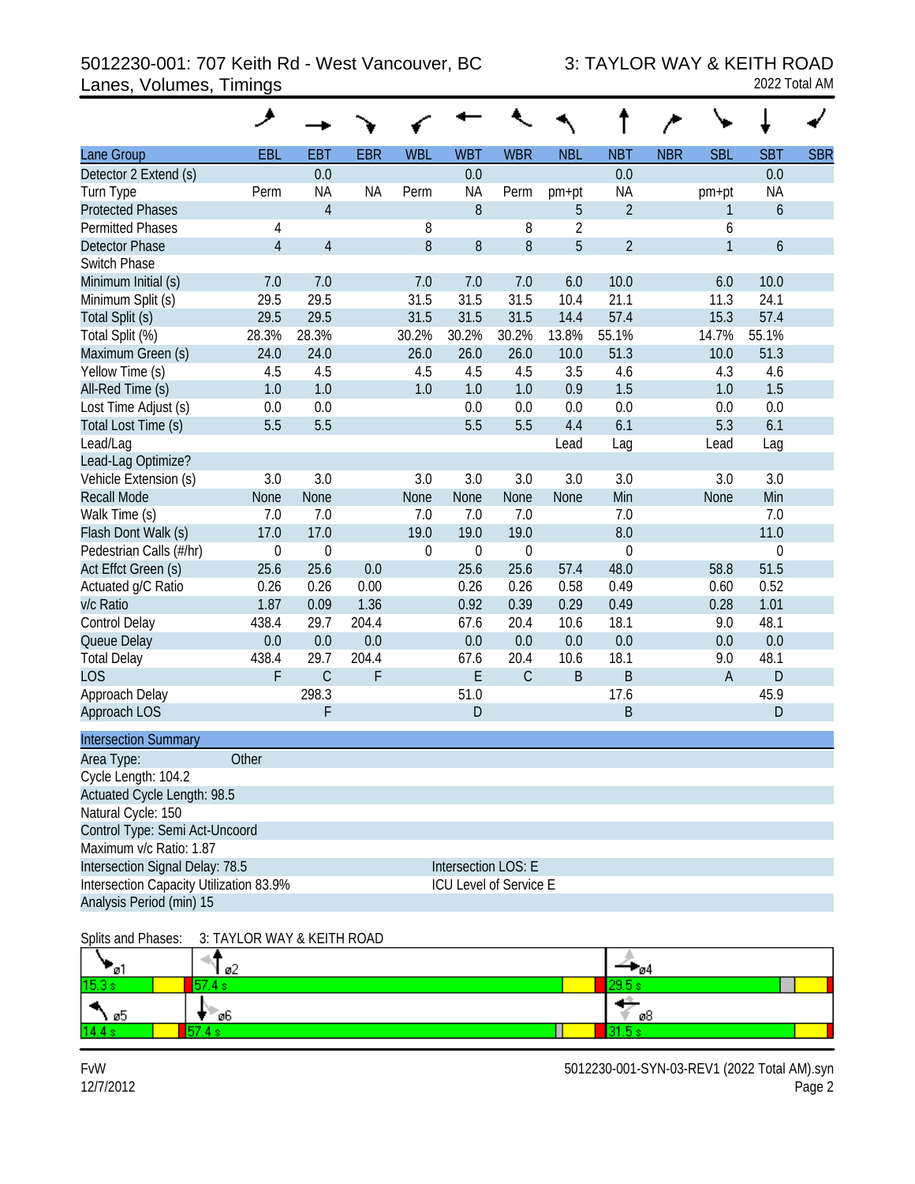# 5012230-001: 707 Keith Rd - West Vancouver, BC
# Lanes, Volumes, Timings

## 3: TAYLOR WAY & KEITH ROAD

2022 Total AM

| Lane Group | EBL | EBT | EBR | WBL | WBT | WBR | NBL | NBT | NBR | SBL | SBT | SBR |
|---|---|---|---|---|---|---|---|---|---|---|---|---|
| Detector 2 Extend (s) | | 0.0 | | | 0.0 | | | 0.0 | | | 0.0 | |
| Turn Type | Perm | NA | NA | Perm | NA | Perm | pm+pt | NA | | pm+pt | NA | |
| Protected Phases | | 4 | | | 8 | | 5 | 2 | | 1 | 6 | |
| Permitted Phases | 4 | | | 8 | | 8 | 2 | | | 6 | | |
| Detector Phase | 4 | 4 | | 8 | 8 | 8 | 5 | 2 | | 1 | 6 | |
| Switch Phase | | | | | | | | | | | | |
| Minimum Initial (s) | 7.0 | 7.0 | | 7.0 | 7.0 | 7.0 | 6.0 | 10.0 | | 6.0 | 10.0 | |
| Minimum Split (s) | 29.5 | 29.5 | | 31.5 | 31.5 | 31.5 | 10.4 | 21.1 | | 11.3 | 24.1 | |
| Total Split (s) | 29.5 | 29.5 | | 31.5 | 31.5 | 31.5 | 14.4 | 57.4 | | 15.3 | 57.4 | |
| Total Split (%) | 28.3% | 28.3% | | 30.2% | 30.2% | 30.2% | 13.8% | 55.1% | | 14.7% | 55.1% | |
| Maximum Green (s) | 24.0 | 24.0 | | 26.0 | 26.0 | 26.0 | 10.0 | 51.3 | | 10.0 | 51.3 | |
| Yellow Time (s) | 4.5 | 4.5 | | 4.5 | 4.5 | 4.5 | 3.5 | 4.6 | | 4.3 | 4.6 | |
| All-Red Time (s) | 1.0 | 1.0 | | 1.0 | 1.0 | 1.0 | 0.9 | 1.5 | | 1.0 | 1.5 | |
| Lost Time Adjust (s) | 0.0 | 0.0 | | | 0.0 | 0.0 | 0.0 | 0.0 | | 0.0 | 0.0 | |
| Total Lost Time (s) | 5.5 | 5.5 | | | 5.5 | 5.5 | 4.4 | 6.1 | | 5.3 | 6.1 | |
| Lead/Lag | | | | | | | Lead | Lag | | Lead | Lag | |
| Lead-Lag Optimize? | | | | | | | | | | | | |
| Vehicle Extension (s) | 3.0 | 3.0 | | 3.0 | 3.0 | 3.0 | 3.0 | 3.0 | | 3.0 | 3.0 | |
| Recall Mode | None | None | | None | None | None | None | Min | | None | Min | |
| Walk Time (s) | 7.0 | 7.0 | | 7.0 | 7.0 | 7.0 | | 7.0 | | | 7.0 | |
| Flash Dont Walk (s) | 17.0 | 17.0 | | 19.0 | 19.0 | 19.0 | | 8.0 | | | 11.0 | |
| Pedestrian Calls (#/hr) | 0 | 0 | | 0 | 0 | 0 | | 0 | | | 0 | |
| Act Effct Green (s) | 25.6 | 25.6 | 0.0 | | 25.6 | 25.6 | 57.4 | 48.0 | | 58.8 | 51.5 | |
| Actuated g/C Ratio | 0.26 | 0.26 | 0.00 | | 0.26 | 0.26 | 0.58 | 0.49 | | 0.60 | 0.52 | |
| v/c Ratio | 1.87 | 0.09 | 1.36 | | 0.92 | 0.39 | 0.29 | 0.49 | | 0.28 | 1.01 | |
| Control Delay | 438.4 | 29.7 | 204.4 | | 67.6 | 20.4 | 10.6 | 18.1 | | 9.0 | 48.1 | |
| Queue Delay | 0.0 | 0.0 | 0.0 | | 0.0 | 0.0 | 0.0 | 0.0 | | 0.0 | 0.0 | |
| Total Delay | 438.4 | 29.7 | 204.4 | | 67.6 | 20.4 | 10.6 | 18.1 | | 9.0 | 48.1 | |
| LOS | F | C | F | | E | C | B | B | | A | D | |
| Approach Delay | | 298.3 | | | 51.0 | | | 17.6 | | | 45.9 | |
| Approach LOS | | F | | | D | | | B | | | D | |

### Intersection Summary

Area Type: Other
Cycle Length: 104.2
Actuated Cycle Length: 98.5
Natural Cycle: 150
Control Type: Semi Act-Uncoord
Maximum v/c Ratio: 1.87
Intersection Signal Delay: 78.5 — Intersection LOS: E
Intersection Capacity Utilization 83.9% — ICU Level of Service E
Analysis Period (min) 15

Splits and Phases: 3: TAYLOR WAY & KEITH ROAD

ø1 15.3 s
ø2 57.4 s
ø4 29.5 s
ø5 14.4 s
ø6 57.4 s
ø8 31.5 s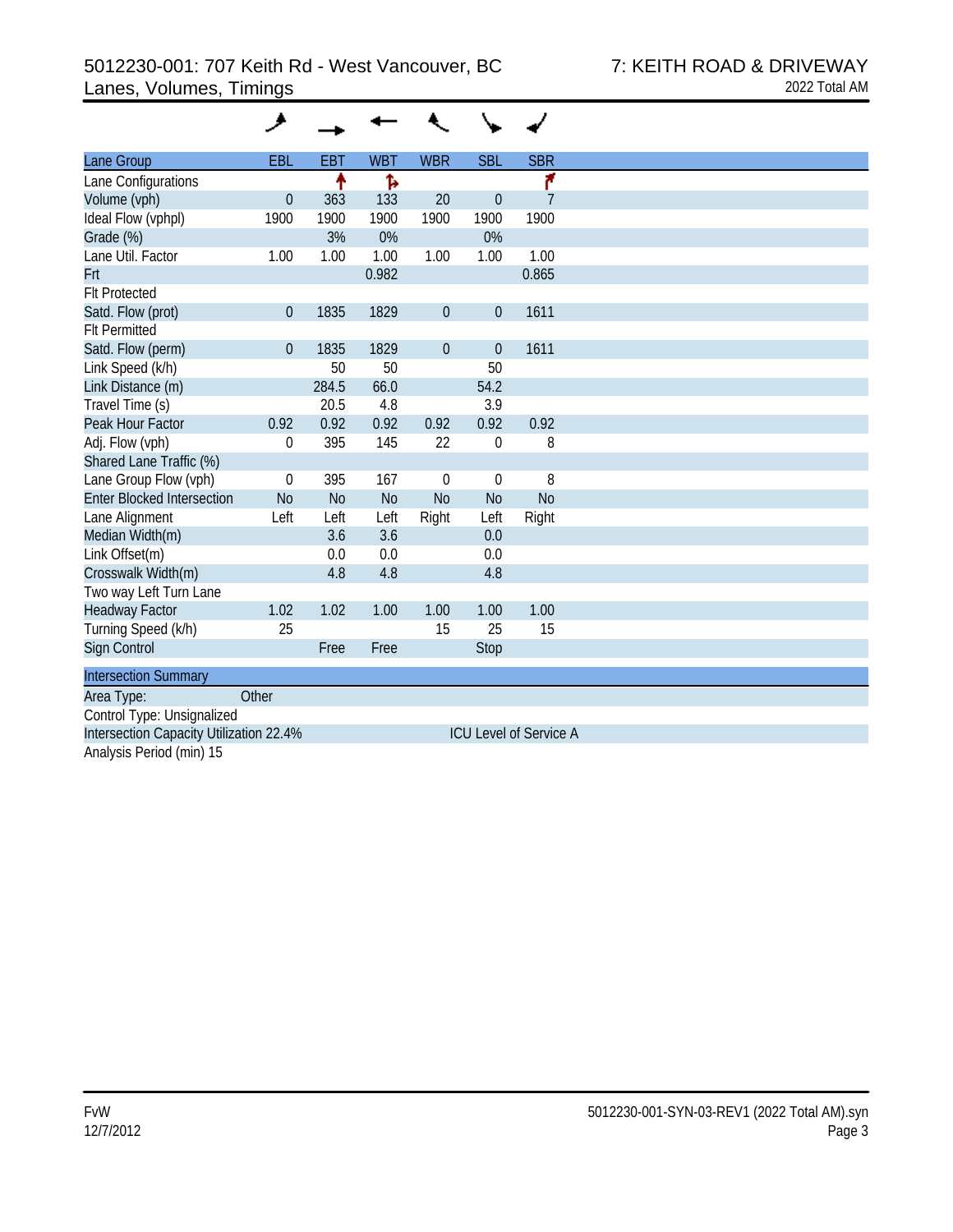# 5012230-001: 707 Keith Rd - West Vancouver, BC
## Lanes, Volumes, Timings

# 7: KEITH ROAD & DRIVEWAY
2022 Total AM

| Lane Group | EBL | EBT | WBT | WBR | SBL | SBR |
|---|---|---|---|---|---|---|
| Lane Configurations | | ↑ | ↱ | | | ↱ |
| Volume (vph) | 0 | 363 | 133 | 20 | 0 | 7 |
| Ideal Flow (vphpl) | 1900 | 1900 | 1900 | 1900 | 1900 | 1900 |
| Grade (%) | | 3% | 0% | | 0% | |
| Lane Util. Factor | 1.00 | 1.00 | 1.00 | 1.00 | 1.00 | 1.00 |
| Frt | | | 0.982 | | | 0.865 |
| Flt Protected | | | | | | |
| Satd. Flow (prot) | 0 | 1835 | 1829 | 0 | 0 | 1611 |
| Flt Permitted | | | | | | |
| Satd. Flow (perm) | 0 | 1835 | 1829 | 0 | 0 | 1611 |
| Link Speed (k/h) | | 50 | 50 | | 50 | |
| Link Distance (m) | | 284.5 | 66.0 | | 54.2 | |
| Travel Time (s) | | 20.5 | 4.8 | | 3.9 | |
| Peak Hour Factor | 0.92 | 0.92 | 0.92 | 0.92 | 0.92 | 0.92 |
| Adj. Flow (vph) | 0 | 395 | 145 | 22 | 0 | 8 |
| Shared Lane Traffic (%) | | | | | | |
| Lane Group Flow (vph) | 0 | 395 | 167 | 0 | 0 | 8 |
| Enter Blocked Intersection | No | No | No | No | No | No |
| Lane Alignment | Left | Left | Left | Right | Left | Right |
| Median Width(m) | | 3.6 | 3.6 | | 0.0 | |
| Link Offset(m) | | 0.0 | 0.0 | | 0.0 | |
| Crosswalk Width(m) | | 4.8 | 4.8 | | 4.8 | |
| Two way Left Turn Lane | | | | | | |
| Headway Factor | 1.02 | 1.02 | 1.00 | 1.00 | 1.00 | 1.00 |
| Turning Speed (k/h) | 25 | | | 15 | 25 | 15 |
| Sign Control | | Free | Free | | Stop | |

**Intersection Summary**

Area Type: Other

Control Type: Unsignalized

Intersection Capacity Utilization 22.4% ICU Level of Service A

Analysis Period (min) 15

FvW
12/7/2012

5012230-001-SYN-03-REV1 (2022 Total AM).syn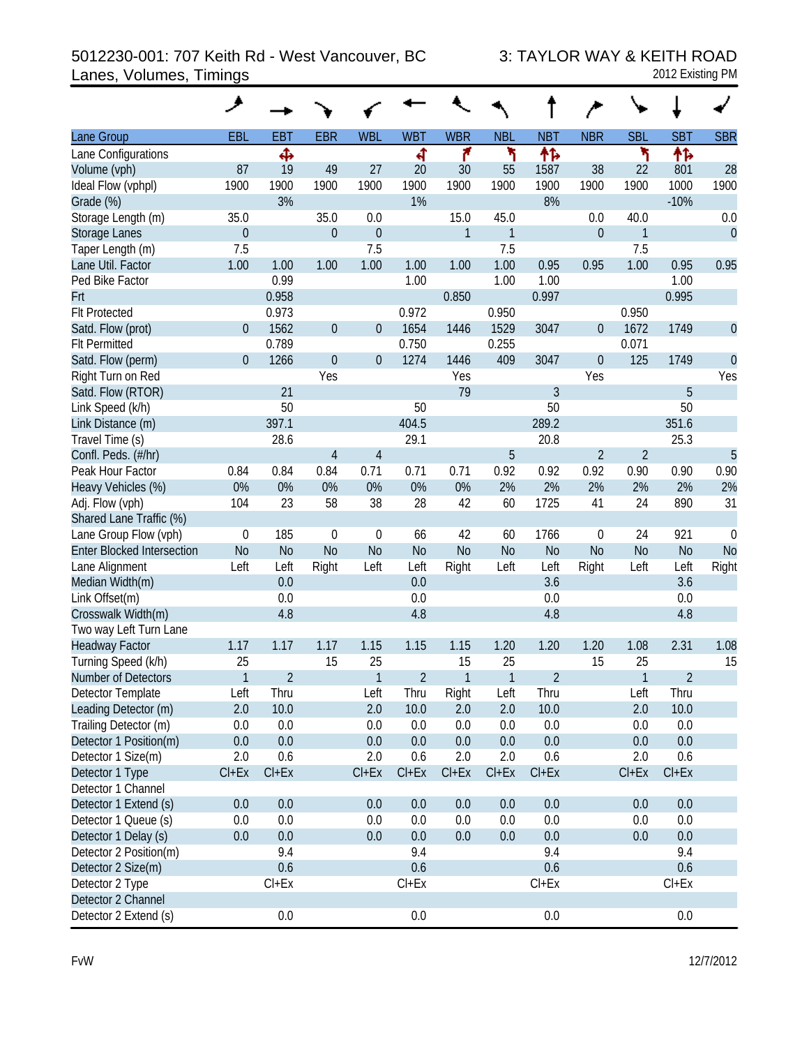# 5012230-001: 707 Keith Rd - West Vancouver, BC
# Lanes, Volumes, Timings

## 3: TAYLOR WAY & KEITH ROAD

2012 Existing PM

| Lane Group | EBL | EBT | EBR | WBL | WBT | WBR | NBL | NBT | NBR | SBL | SBT | SBR |
|---|---|---|---|---|---|---|---|---|---|---|---|---|
| Lane Configurations | | ✥ | | | ↰ | ↱ | ↰ | ↑↱ | | ↰ | ↑↱ | |
| Volume (vph) | 87 | 19 | 49 | 27 | 20 | 30 | 55 | 1587 | 38 | 22 | 801 | 28 |
| Ideal Flow (vphpl) | 1900 | 1900 | 1900 | 1900 | 1900 | 1900 | 1900 | 1900 | 1900 | 1900 | 1000 | 1900 |
| Grade (%) | | 3% | | | 1% | | | 8% | | | -10% | |
| Storage Length (m) | 35.0 | | 35.0 | 0.0 | | 15.0 | 45.0 | | 0.0 | 40.0 | | 0.0 |
| Storage Lanes | 0 | | 0 | 0 | | 1 | 1 | | 0 | 1 | | 0 |
| Taper Length (m) | 7.5 | | | 7.5 | | | 7.5 | | | 7.5 | | |
| Lane Util. Factor | 1.00 | 1.00 | 1.00 | 1.00 | 1.00 | 1.00 | 1.00 | 0.95 | 0.95 | 1.00 | 0.95 | 0.95 |
| Ped Bike Factor | | 0.99 | | | 1.00 | | 1.00 | 1.00 | | | 1.00 | |
| Frt | | 0.958 | | | | 0.850 | | 0.997 | | | 0.995 | |
| Flt Protected | | 0.973 | | | 0.972 | | 0.950 | | | 0.950 | | |
| Satd. Flow (prot) | 0 | 1562 | 0 | 0 | 1654 | 1446 | 1529 | 3047 | 0 | 1672 | 1749 | 0 |
| Flt Permitted | | 0.789 | | | 0.750 | | 0.255 | | | 0.071 | | |
| Satd. Flow (perm) | 0 | 1266 | 0 | 0 | 1274 | 1446 | 409 | 3047 | 0 | 125 | 1749 | 0 |
| Right Turn on Red | | | Yes | | | Yes | | | Yes | | | Yes |
| Satd. Flow (RTOR) | | 21 | | | | 79 | | 3 | | | 5 | |
| Link Speed (k/h) | | 50 | | | 50 | | | 50 | | | 50 | |
| Link Distance (m) | | 397.1 | | | 404.5 | | | 289.2 | | | 351.6 | |
| Travel Time (s) | | 28.6 | | | 29.1 | | | 20.8 | | | 25.3 | |
| Confl. Peds. (#/hr) | | | 4 | 4 | | | 5 | | 2 | 2 | | 5 |
| Peak Hour Factor | 0.84 | 0.84 | 0.84 | 0.71 | 0.71 | 0.71 | 0.92 | 0.92 | 0.92 | 0.90 | 0.90 | 0.90 |
| Heavy Vehicles (%) | 0% | 0% | 0% | 0% | 0% | 0% | 2% | 2% | 2% | 2% | 2% | 2% |
| Adj. Flow (vph) | 104 | 23 | 58 | 38 | 28 | 42 | 60 | 1725 | 41 | 24 | 890 | 31 |
| Shared Lane Traffic (%) | | | | | | | | | | | | |
| Lane Group Flow (vph) | 0 | 185 | 0 | 0 | 66 | 42 | 60 | 1766 | 0 | 24 | 921 | 0 |
| Enter Blocked Intersection | No | No | No | No | No | No | No | No | No | No | No | No |
| Lane Alignment | Left | Left | Right | Left | Left | Right | Left | Left | Right | Left | Left | Right |
| Median Width(m) | | 0.0 | | | 0.0 | | | 3.6 | | | 3.6 | |
| Link Offset(m) | | 0.0 | | | 0.0 | | | 0.0 | | | 0.0 | |
| Crosswalk Width(m) | | 4.8 | | | 4.8 | | | 4.8 | | | 4.8 | |
| Two way Left Turn Lane | | | | | | | | | | | | |
| Headway Factor | 1.17 | 1.17 | 1.17 | 1.15 | 1.15 | 1.15 | 1.20 | 1.20 | 1.20 | 1.08 | 2.31 | 1.08 |
| Turning Speed (k/h) | 25 | | 15 | 25 | | 15 | 25 | | 15 | 25 | | 15 |
| Number of Detectors | 1 | 2 | | 1 | 2 | 1 | 1 | 2 | | 1 | 2 | |
| Detector Template | Left | Thru | | Left | Thru | Right | Left | Thru | | Left | Thru | |
| Leading Detector (m) | 2.0 | 10.0 | | 2.0 | 10.0 | 2.0 | 2.0 | 10.0 | | 2.0 | 10.0 | |
| Trailing Detector (m) | 0.0 | 0.0 | | 0.0 | 0.0 | 0.0 | 0.0 | 0.0 | | 0.0 | 0.0 | |
| Detector 1 Position(m) | 0.0 | 0.0 | | 0.0 | 0.0 | 0.0 | 0.0 | 0.0 | | 0.0 | 0.0 | |
| Detector 1 Size(m) | 2.0 | 0.6 | | 2.0 | 0.6 | 2.0 | 2.0 | 0.6 | | 2.0 | 0.6 | |
| Detector 1 Type | Cl+Ex | Cl+Ex | | Cl+Ex | Cl+Ex | Cl+Ex | Cl+Ex | Cl+Ex | | Cl+Ex | Cl+Ex | |
| Detector 1 Channel | | | | | | | | | | | | |
| Detector 1 Extend (s) | 0.0 | 0.0 | | 0.0 | 0.0 | 0.0 | 0.0 | 0.0 | | 0.0 | 0.0 | |
| Detector 1 Queue (s) | 0.0 | 0.0 | | 0.0 | 0.0 | 0.0 | 0.0 | 0.0 | | 0.0 | 0.0 | |
| Detector 1 Delay (s) | 0.0 | 0.0 | | 0.0 | 0.0 | 0.0 | 0.0 | 0.0 | | 0.0 | 0.0 | |
| Detector 2 Position(m) | | 9.4 | | | 9.4 | | | 9.4 | | | 9.4 | |
| Detector 2 Size(m) | | 0.6 | | | 0.6 | | | 0.6 | | | 0.6 | |
| Detector 2 Type | | Cl+Ex | | | Cl+Ex | | | Cl+Ex | | | Cl+Ex | |
| Detector 2 Channel | | | | | | | | | | | | |
| Detector 2 Extend (s) | | 0.0 | | | 0.0 | | | 0.0 | | | 0.0 | |

FvW 12/7/2012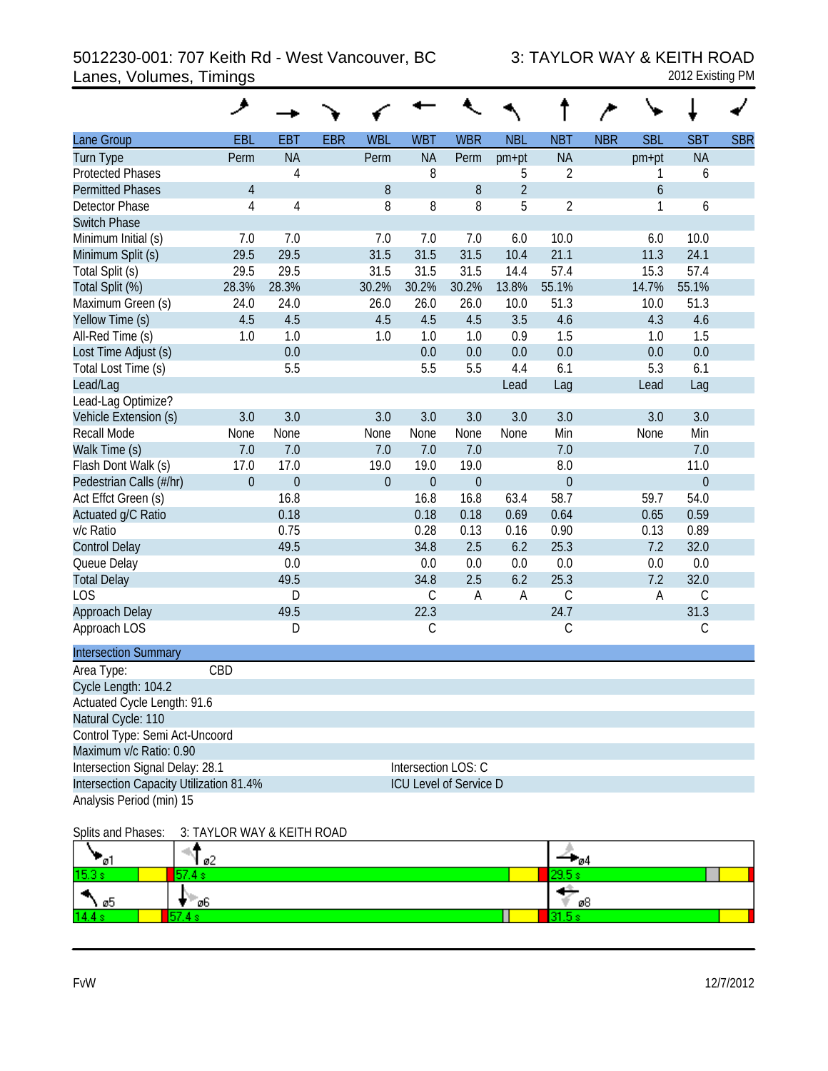5012230-001: 707 Keith Rd - West Vancouver, BC
Lanes, Volumes, Timings

3: TAYLOR WAY & KEITH ROAD
2012 Existing PM

| Lane Group | EBL | EBT | EBR | WBL | WBT | WBR | NBL | NBT | NBR | SBL | SBT | SBR |
|---|---|---|---|---|---|---|---|---|---|---|---|---|
| Turn Type | Perm | NA | | Perm | NA | Perm | pm+pt | NA | | pm+pt | NA | |
| Protected Phases | | 4 | | | 8 | | 5 | 2 | | 1 | 6 | |
| Permitted Phases | 4 | | | 8 | | 8 | 2 | | | 6 | | |
| Detector Phase | 4 | 4 | | 8 | 8 | 8 | 5 | 2 | | 1 | 6 | |
| Switch Phase | | | | | | | | | | | | |
| Minimum Initial (s) | 7.0 | 7.0 | | 7.0 | 7.0 | 7.0 | 6.0 | 10.0 | | 6.0 | 10.0 | |
| Minimum Split (s) | 29.5 | 29.5 | | 31.5 | 31.5 | 31.5 | 10.4 | 21.1 | | 11.3 | 24.1 | |
| Total Split (s) | 29.5 | 29.5 | | 31.5 | 31.5 | 31.5 | 14.4 | 57.4 | | 15.3 | 57.4 | |
| Total Split (%) | 28.3% | 28.3% | | 30.2% | 30.2% | 30.2% | 13.8% | 55.1% | | 14.7% | 55.1% | |
| Maximum Green (s) | 24.0 | 24.0 | | 26.0 | 26.0 | 26.0 | 10.0 | 51.3 | | 10.0 | 51.3 | |
| Yellow Time (s) | 4.5 | 4.5 | | 4.5 | 4.5 | 4.5 | 3.5 | 4.6 | | 4.3 | 4.6 | |
| All-Red Time (s) | 1.0 | 1.0 | | 1.0 | 1.0 | 1.0 | 0.9 | 1.5 | | 1.0 | 1.5 | |
| Lost Time Adjust (s) | | 0.0 | | | 0.0 | 0.0 | 0.0 | 0.0 | | 0.0 | 0.0 | |
| Total Lost Time (s) | | 5.5 | | | 5.5 | 5.5 | 4.4 | 6.1 | | 5.3 | 6.1 | |
| Lead/Lag | | | | | | | Lead | Lag | | Lead | Lag | |
| Lead-Lag Optimize? | | | | | | | | | | | | |
| Vehicle Extension (s) | 3.0 | 3.0 | | 3.0 | 3.0 | 3.0 | 3.0 | 3.0 | | 3.0 | 3.0 | |
| Recall Mode | None | None | | None | None | None | None | Min | | None | Min | |
| Walk Time (s) | 7.0 | 7.0 | | 7.0 | 7.0 | 7.0 | | 7.0 | | | 7.0 | |
| Flash Dont Walk (s) | 17.0 | 17.0 | | 19.0 | 19.0 | 19.0 | | 8.0 | | | 11.0 | |
| Pedestrian Calls (#/hr) | 0 | 0 | | 0 | 0 | 0 | | 0 | | | 0 | |
| Act Effct Green (s) | | 16.8 | | | 16.8 | 16.8 | 63.4 | 58.7 | | 59.7 | 54.0 | |
| Actuated g/C Ratio | | 0.18 | | | 0.18 | 0.18 | 0.69 | 0.64 | | 0.65 | 0.59 | |
| v/c Ratio | | 0.75 | | | 0.28 | 0.13 | 0.16 | 0.90 | | 0.13 | 0.89 | |
| Control Delay | | 49.5 | | | 34.8 | 2.5 | 6.2 | 25.3 | | 7.2 | 32.0 | |
| Queue Delay | | 0.0 | | | 0.0 | 0.0 | 0.0 | 0.0 | | 0.0 | 0.0 | |
| Total Delay | | 49.5 | | | 34.8 | 2.5 | 6.2 | 25.3 | | 7.2 | 32.0 | |
| LOS | | D | | | C | A | A | C | | A | C | |
| Approach Delay | | 49.5 | | | 22.3 | | | 24.7 | | | 31.3 | |
| Approach LOS | | D | | | C | | | C | | | C | |

**Intersection Summary**

Area Type: CBD
Cycle Length: 104.2
Actuated Cycle Length: 91.6
Natural Cycle: 110
Control Type: Semi Act-Uncoord
Maximum v/c Ratio: 0.90
Intersection Signal Delay: 28.1 — Intersection LOS: C
Intersection Capacity Utilization 81.4% — ICU Level of Service D
Analysis Period (min) 15

Splits and Phases: 3: TAYLOR WAY & KEITH ROAD

ø1
15.3 s
ø2
57.4 s
ø4
29.5 s
ø5
14.4 s
ø6
57.4 s
ø8
31.5 s

FvW 12/7/2012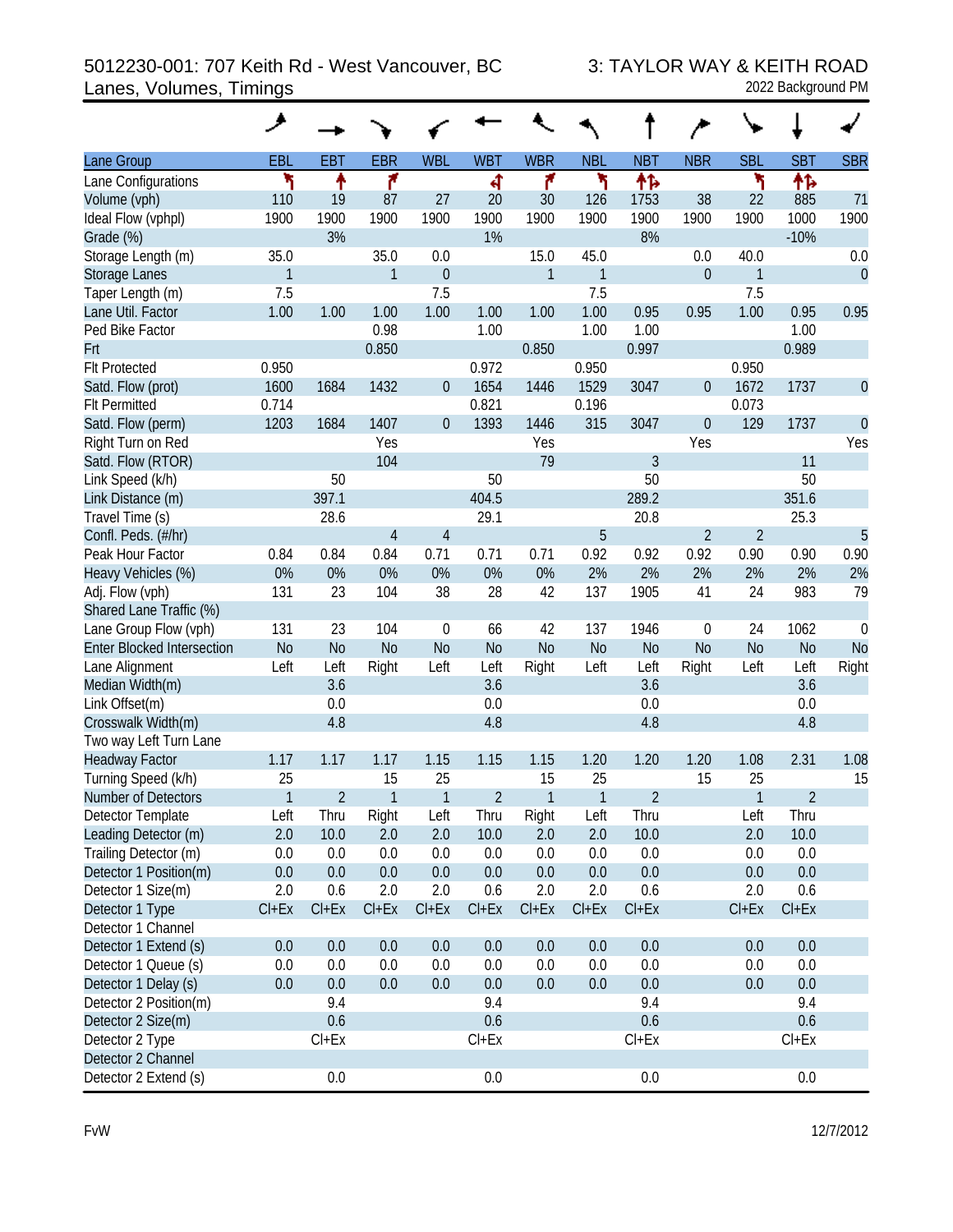# 5012230-001: 707 Keith Rd - West Vancouver, BC
## Lanes, Volumes, Timings

**3: TAYLOR WAY & KEITH ROAD**
2022 Background PM

| Lane Group | EBL | EBT | EBR | WBL | WBT | WBR | NBL | NBT | NBR | SBL | SBT | SBR |
|---|---|---|---|---|---|---|---|---|---|---|---|---|
| Lane Configurations | ↰ | ↑ | ↱ | | ↰↑ | ↱ | ↰ | ↑↑↱ | | ↰ | ↑↑↱ | |
| Volume (vph) | 110 | 19 | 87 | 27 | 20 | 30 | 126 | 1753 | 38 | 22 | 885 | 71 |
| Ideal Flow (vphpl) | 1900 | 1900 | 1900 | 1900 | 1900 | 1900 | 1900 | 1900 | 1900 | 1900 | 1000 | 1900 |
| Grade (%) | | 3% | | | 1% | | | 8% | | | -10% | |
| Storage Length (m) | 35.0 | | 35.0 | 0.0 | | 15.0 | 45.0 | | 0.0 | 40.0 | | 0.0 |
| Storage Lanes | 1 | | 1 | 0 | | 1 | 1 | | 0 | 1 | | 0 |
| Taper Length (m) | 7.5 | | | 7.5 | | | 7.5 | | | 7.5 | | |
| Lane Util. Factor | 1.00 | 1.00 | 1.00 | 1.00 | 1.00 | 1.00 | 1.00 | 0.95 | 0.95 | 1.00 | 0.95 | 0.95 |
| Ped Bike Factor | | | 0.98 | | 1.00 | | 1.00 | 1.00 | | | 1.00 | |
| Frt | | | 0.850 | | | 0.850 | | 0.997 | | | 0.989 | |
| Flt Protected | 0.950 | | | | 0.972 | | 0.950 | | | 0.950 | | |
| Satd. Flow (prot) | 1600 | 1684 | 1432 | 0 | 1654 | 1446 | 1529 | 3047 | 0 | 1672 | 1737 | 0 |
| Flt Permitted | 0.714 | | | | 0.821 | | 0.196 | | | 0.073 | | |
| Satd. Flow (perm) | 1203 | 1684 | 1407 | 0 | 1393 | 1446 | 315 | 3047 | 0 | 129 | 1737 | 0 |
| Right Turn on Red | | | Yes | | | Yes | | | Yes | | | Yes |
| Satd. Flow (RTOR) | | | 104 | | | 79 | | 3 | | | 11 | |
| Link Speed (k/h) | | 50 | | | 50 | | | 50 | | | 50 | |
| Link Distance (m) | | 397.1 | | | 404.5 | | | 289.2 | | | 351.6 | |
| Travel Time (s) | | 28.6 | | | 29.1 | | | 20.8 | | | 25.3 | |
| Confl. Peds. (#/hr) | | | 4 | 4 | | | 5 | | 2 | 2 | | 5 |
| Peak Hour Factor | 0.84 | 0.84 | 0.84 | 0.71 | 0.71 | 0.71 | 0.92 | 0.92 | 0.92 | 0.90 | 0.90 | 0.90 |
| Heavy Vehicles (%) | 0% | 0% | 0% | 0% | 0% | 0% | 2% | 2% | 2% | 2% | 2% | 2% |
| Adj. Flow (vph) | 131 | 23 | 104 | 38 | 28 | 42 | 137 | 1905 | 41 | 24 | 983 | 79 |
| Shared Lane Traffic (%) | | | | | | | | | | | | |
| Lane Group Flow (vph) | 131 | 23 | 104 | 0 | 66 | 42 | 137 | 1946 | 0 | 24 | 1062 | 0 |
| Enter Blocked Intersection | No | No | No | No | No | No | No | No | No | No | No | No |
| Lane Alignment | Left | Left | Right | Left | Left | Right | Left | Left | Right | Left | Left | Right |
| Median Width(m) | | 3.6 | | | 3.6 | | | 3.6 | | | 3.6 | |
| Link Offset(m) | | 0.0 | | | 0.0 | | | 0.0 | | | 0.0 | |
| Crosswalk Width(m) | | 4.8 | | | 4.8 | | | 4.8 | | | 4.8 | |
| Two way Left Turn Lane | | | | | | | | | | | | |
| Headway Factor | 1.17 | 1.17 | 1.17 | 1.15 | 1.15 | 1.15 | 1.20 | 1.20 | 1.20 | 1.08 | 2.31 | 1.08 |
| Turning Speed (k/h) | 25 | | 15 | 25 | | 15 | 25 | | 15 | 25 | | 15 |
| Number of Detectors | 1 | 2 | 1 | 1 | 2 | 1 | 1 | 2 | | 1 | 2 | |
| Detector Template | Left | Thru | Right | Left | Thru | Right | Left | Thru | | Left | Thru | |
| Leading Detector (m) | 2.0 | 10.0 | 2.0 | 2.0 | 10.0 | 2.0 | 2.0 | 10.0 | | 2.0 | 10.0 | |
| Trailing Detector (m) | 0.0 | 0.0 | 0.0 | 0.0 | 0.0 | 0.0 | 0.0 | 0.0 | | 0.0 | 0.0 | |
| Detector 1 Position(m) | 0.0 | 0.0 | 0.0 | 0.0 | 0.0 | 0.0 | 0.0 | 0.0 | | 0.0 | 0.0 | |
| Detector 1 Size(m) | 2.0 | 0.6 | 2.0 | 2.0 | 0.6 | 2.0 | 2.0 | 0.6 | | 2.0 | 0.6 | |
| Detector 1 Type | Cl+Ex | Cl+Ex | Cl+Ex | Cl+Ex | Cl+Ex | Cl+Ex | Cl+Ex | Cl+Ex | | Cl+Ex | Cl+Ex | |
| Detector 1 Channel | | | | | | | | | | | | |
| Detector 1 Extend (s) | 0.0 | 0.0 | 0.0 | 0.0 | 0.0 | 0.0 | 0.0 | 0.0 | | 0.0 | 0.0 | |
| Detector 1 Queue (s) | 0.0 | 0.0 | 0.0 | 0.0 | 0.0 | 0.0 | 0.0 | 0.0 | | 0.0 | 0.0 | |
| Detector 1 Delay (s) | 0.0 | 0.0 | 0.0 | 0.0 | 0.0 | 0.0 | 0.0 | 0.0 | | 0.0 | 0.0 | |
| Detector 2 Position(m) | | 9.4 | | | 9.4 | | | 9.4 | | | 9.4 | |
| Detector 2 Size(m) | | 0.6 | | | 0.6 | | | 0.6 | | | 0.6 | |
| Detector 2 Type | | Cl+Ex | | | Cl+Ex | | | Cl+Ex | | | Cl+Ex | |
| Detector 2 Channel | | | | | | | | | | | | |
| Detector 2 Extend (s) | | 0.0 | | | 0.0 | | | 0.0 | | | 0.0 | |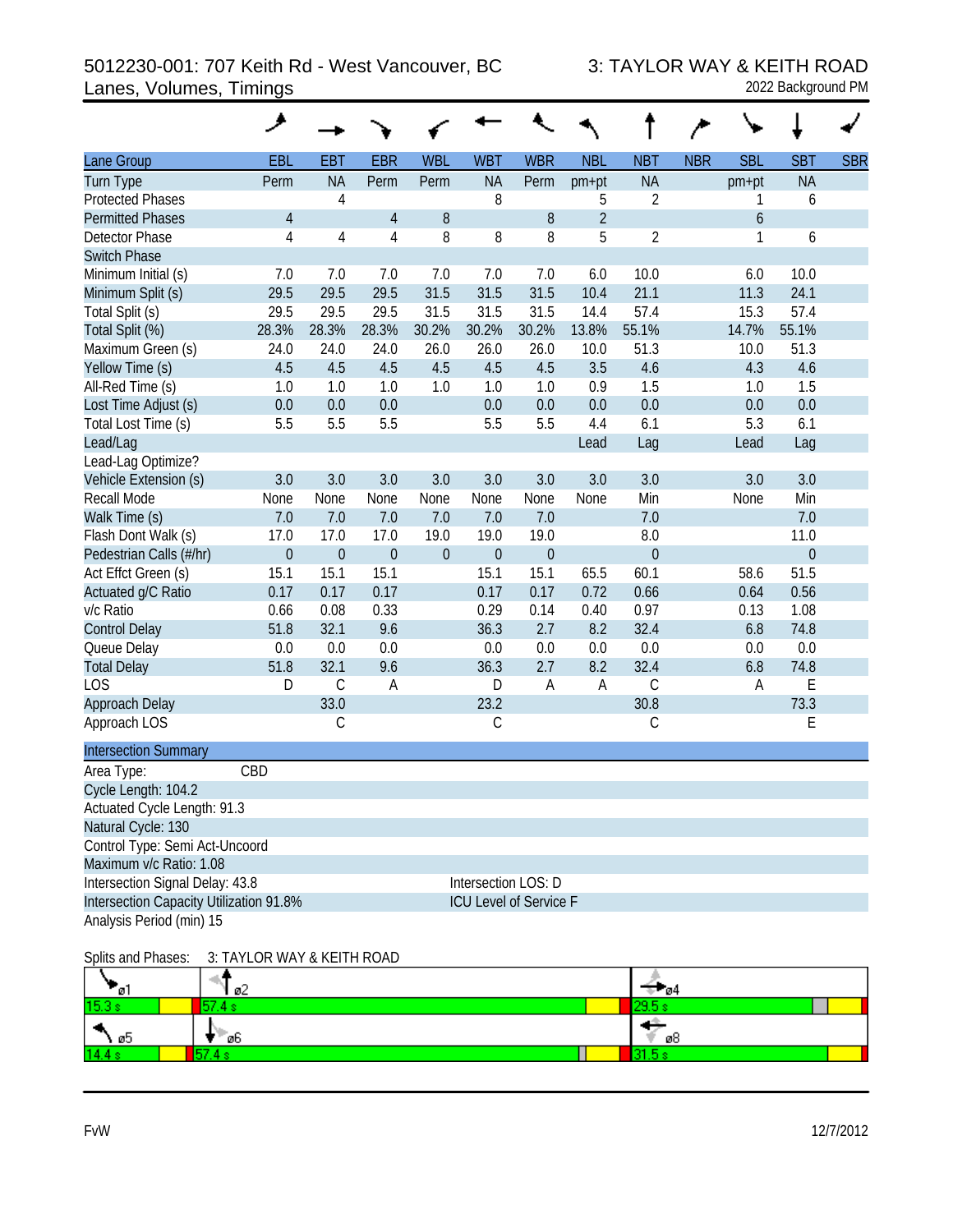# 5012230-001: 707 Keith Rd - West Vancouver, BC
# Lanes, Volumes, Timings

## 3: TAYLOR WAY & KEITH ROAD

2022 Background PM

| Lane Group | EBL | EBT | EBR | WBL | WBT | WBR | NBL | NBT | NBR | SBL | SBT | SBR |
|---|---|---|---|---|---|---|---|---|---|---|---|---|
| Turn Type | Perm | NA | Perm | Perm | NA | Perm | pm+pt | NA | | pm+pt | NA | |
| Protected Phases | | 4 | | | 8 | | 5 | 2 | | 1 | 6 | |
| Permitted Phases | 4 | | 4 | 8 | | 8 | 2 | | | 6 | | |
| Detector Phase | 4 | 4 | 4 | 8 | 8 | 8 | 5 | 2 | | 1 | 6 | |
| Switch Phase | | | | | | | | | | | | |
| Minimum Initial (s) | 7.0 | 7.0 | 7.0 | 7.0 | 7.0 | 7.0 | 6.0 | 10.0 | | 6.0 | 10.0 | |
| Minimum Split (s) | 29.5 | 29.5 | 29.5 | 31.5 | 31.5 | 31.5 | 10.4 | 21.1 | | 11.3 | 24.1 | |
| Total Split (s) | 29.5 | 29.5 | 29.5 | 31.5 | 31.5 | 31.5 | 14.4 | 57.4 | | 15.3 | 57.4 | |
| Total Split (%) | 28.3% | 28.3% | 28.3% | 30.2% | 30.2% | 30.2% | 13.8% | 55.1% | | 14.7% | 55.1% | |
| Maximum Green (s) | 24.0 | 24.0 | 24.0 | 26.0 | 26.0 | 26.0 | 10.0 | 51.3 | | 10.0 | 51.3 | |
| Yellow Time (s) | 4.5 | 4.5 | 4.5 | 4.5 | 4.5 | 4.5 | 3.5 | 4.6 | | 4.3 | 4.6 | |
| All-Red Time (s) | 1.0 | 1.0 | 1.0 | 1.0 | 1.0 | 1.0 | 0.9 | 1.5 | | 1.0 | 1.5 | |
| Lost Time Adjust (s) | 0.0 | 0.0 | 0.0 | | 0.0 | 0.0 | 0.0 | 0.0 | | 0.0 | 0.0 | |
| Total Lost Time (s) | 5.5 | 5.5 | 5.5 | | 5.5 | 5.5 | 4.4 | 6.1 | | 5.3 | 6.1 | |
| Lead/Lag | | | | | | | Lead | Lag | | Lead | Lag | |
| Lead-Lag Optimize? | | | | | | | | | | | | |
| Vehicle Extension (s) | 3.0 | 3.0 | 3.0 | 3.0 | 3.0 | 3.0 | 3.0 | 3.0 | | 3.0 | 3.0 | |
| Recall Mode | None | None | None | None | None | None | None | Min | | None | Min | |
| Walk Time (s) | 7.0 | 7.0 | 7.0 | 7.0 | 7.0 | 7.0 | | 7.0 | | | 7.0 | |
| Flash Dont Walk (s) | 17.0 | 17.0 | 17.0 | 19.0 | 19.0 | 19.0 | | 8.0 | | | 11.0 | |
| Pedestrian Calls (#/hr) | 0 | 0 | 0 | 0 | 0 | 0 | | 0 | | | 0 | |
| Act Effct Green (s) | 15.1 | 15.1 | 15.1 | | 15.1 | 15.1 | 65.5 | 60.1 | | 58.6 | 51.5 | |
| Actuated g/C Ratio | 0.17 | 0.17 | 0.17 | | 0.17 | 0.17 | 0.72 | 0.66 | | 0.64 | 0.56 | |
| v/c Ratio | 0.66 | 0.08 | 0.33 | | 0.29 | 0.14 | 0.40 | 0.97 | | 0.13 | 1.08 | |
| Control Delay | 51.8 | 32.1 | 9.6 | | 36.3 | 2.7 | 8.2 | 32.4 | | 6.8 | 74.8 | |
| Queue Delay | 0.0 | 0.0 | 0.0 | | 0.0 | 0.0 | 0.0 | 0.0 | | 0.0 | 0.0 | |
| Total Delay | 51.8 | 32.1 | 9.6 | | 36.3 | 2.7 | 8.2 | 32.4 | | 6.8 | 74.8 | |
| LOS | D | C | A | | D | A | A | C | | A | E | |
| Approach Delay | | 33.0 | | | 23.2 | | | 30.8 | | | 73.3 | |
| Approach LOS | | C | | | C | | | C | | | E | |

### Intersection Summary

Area Type: CBD

Cycle Length: 104.2

Actuated Cycle Length: 91.3

Natural Cycle: 130

Control Type: Semi Act-Uncoord

Maximum v/c Ratio: 1.08

Intersection Signal Delay: 43.8 — Intersection LOS: D

Intersection Capacity Utilization 91.8% — ICU Level of Service F

Analysis Period (min) 15

Splits and Phases: 3: TAYLOR WAY & KEITH ROAD

ø1 15.3 s
ø2 57.4 s
ø4 29.5 s
ø5 14.4 s
ø6 57.4 s
ø8 31.5 s

FvW 12/7/2012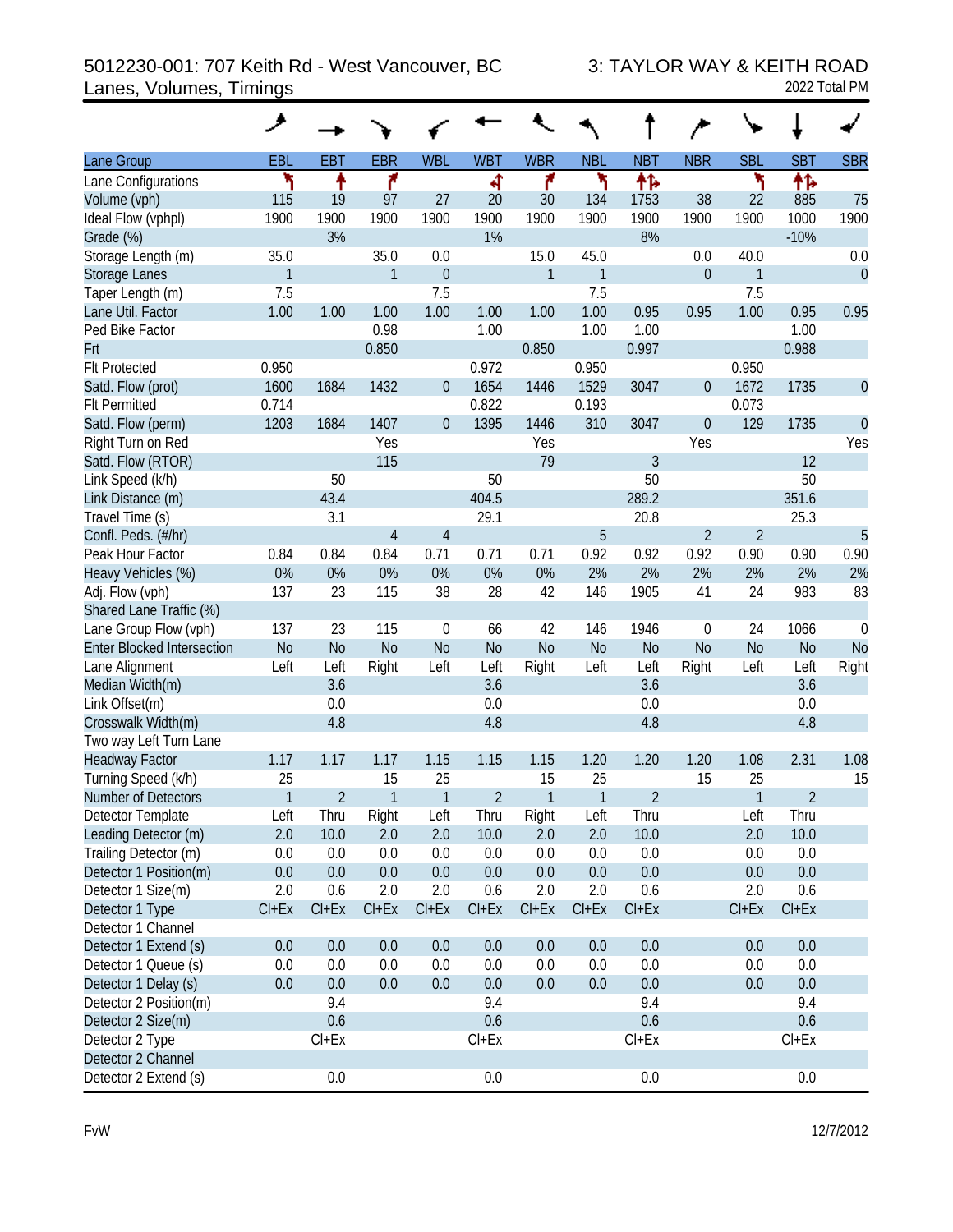# 5012230-001: 707 Keith Rd - West Vancouver, BC
# Lanes, Volumes, Timings

## 3: TAYLOR WAY & KEITH ROAD

2022 Total PM

| Lane Group | EBL | EBT | EBR | WBL | WBT | WBR | NBL | NBT | NBR | SBL | SBT | SBR |
|---|---|---|---|---|---|---|---|---|---|---|---|---|
| Lane Configurations | | | | | | | | | | | | |
| Volume (vph) | 115 | 19 | 97 | 27 | 20 | 30 | 134 | 1753 | 38 | 22 | 885 | 75 |
| Ideal Flow (vphpl) | 1900 | 1900 | 1900 | 1900 | 1900 | 1900 | 1900 | 1900 | 1900 | 1900 | 1000 | 1900 |
| Grade (%) | | 3% | | | 1% | | | 8% | | | -10% | |
| Storage Length (m) | 35.0 | | 35.0 | 0.0 | | 15.0 | 45.0 | | 0.0 | 40.0 | | 0.0 |
| Storage Lanes | 1 | | 1 | 0 | | 1 | 1 | | 0 | 1 | | 0 |
| Taper Length (m) | 7.5 | | | 7.5 | | | 7.5 | | | 7.5 | | |
| Lane Util. Factor | 1.00 | 1.00 | 1.00 | 1.00 | 1.00 | 1.00 | 1.00 | 0.95 | 0.95 | 1.00 | 0.95 | 0.95 |
| Ped Bike Factor | | | 0.98 | | 1.00 | | 1.00 | 1.00 | | | 1.00 | |
| Frt | | | 0.850 | | | 0.850 | | 0.997 | | | 0.988 | |
| Flt Protected | 0.950 | | | | 0.972 | | 0.950 | | | 0.950 | | |
| Satd. Flow (prot) | 1600 | 1684 | 1432 | 0 | 1654 | 1446 | 1529 | 3047 | 0 | 1672 | 1735 | 0 |
| Flt Permitted | 0.714 | | | | 0.822 | | 0.193 | | | 0.073 | | |
| Satd. Flow (perm) | 1203 | 1684 | 1407 | 0 | 1395 | 1446 | 310 | 3047 | 0 | 129 | 1735 | 0 |
| Right Turn on Red | | | Yes | | | Yes | | | Yes | | | Yes |
| Satd. Flow (RTOR) | | | 115 | | | 79 | | 3 | | | 12 | |
| Link Speed (k/h) | | 50 | | | 50 | | | 50 | | | 50 | |
| Link Distance (m) | | 43.4 | | | 404.5 | | | 289.2 | | | 351.6 | |
| Travel Time (s) | | 3.1 | | | 29.1 | | | 20.8 | | | 25.3 | |
| Confl. Peds. (#/hr) | | | 4 | 4 | | | 5 | | 2 | 2 | | 5 |
| Peak Hour Factor | 0.84 | 0.84 | 0.84 | 0.71 | 0.71 | 0.71 | 0.92 | 0.92 | 0.92 | 0.90 | 0.90 | 0.90 |
| Heavy Vehicles (%) | 0% | 0% | 0% | 0% | 0% | 0% | 2% | 2% | 2% | 2% | 2% | 2% |
| Adj. Flow (vph) | 137 | 23 | 115 | 38 | 28 | 42 | 146 | 1905 | 41 | 24 | 983 | 83 |
| Shared Lane Traffic (%) | | | | | | | | | | | | |
| Lane Group Flow (vph) | 137 | 23 | 115 | 0 | 66 | 42 | 146 | 1946 | 0 | 24 | 1066 | 0 |
| Enter Blocked Intersection | No | No | No | No | No | No | No | No | No | No | No | No |
| Lane Alignment | Left | Left | Right | Left | Left | Right | Left | Left | Right | Left | Left | Right |
| Median Width(m) | | 3.6 | | | 3.6 | | | 3.6 | | | 3.6 | |
| Link Offset(m) | | 0.0 | | | 0.0 | | | 0.0 | | | 0.0 | |
| Crosswalk Width(m) | | 4.8 | | | 4.8 | | | 4.8 | | | 4.8 | |
| Two way Left Turn Lane | | | | | | | | | | | | |
| Headway Factor | 1.17 | 1.17 | 1.17 | 1.15 | 1.15 | 1.15 | 1.20 | 1.20 | 1.20 | 1.08 | 2.31 | 1.08 |
| Turning Speed (k/h) | 25 | | 15 | 25 | | 15 | 25 | | 15 | 25 | | 15 |
| Number of Detectors | 1 | 2 | 1 | 1 | 2 | 1 | 1 | 2 | | 1 | 2 | |
| Detector Template | Left | Thru | Right | Left | Thru | Right | Left | Thru | | Left | Thru | |
| Leading Detector (m) | 2.0 | 10.0 | 2.0 | 2.0 | 10.0 | 2.0 | 2.0 | 10.0 | | 2.0 | 10.0 | |
| Trailing Detector (m) | 0.0 | 0.0 | 0.0 | 0.0 | 0.0 | 0.0 | 0.0 | 0.0 | | 0.0 | 0.0 | |
| Detector 1 Position(m) | 0.0 | 0.0 | 0.0 | 0.0 | 0.0 | 0.0 | 0.0 | 0.0 | | 0.0 | 0.0 | |
| Detector 1 Size(m) | 2.0 | 0.6 | 2.0 | 2.0 | 0.6 | 2.0 | 2.0 | 0.6 | | 2.0 | 0.6 | |
| Detector 1 Type | Cl+Ex | Cl+Ex | Cl+Ex | Cl+Ex | Cl+Ex | Cl+Ex | Cl+Ex | Cl+Ex | | Cl+Ex | Cl+Ex | |
| Detector 1 Channel | | | | | | | | | | | | |
| Detector 1 Extend (s) | 0.0 | 0.0 | 0.0 | 0.0 | 0.0 | 0.0 | 0.0 | 0.0 | | 0.0 | 0.0 | |
| Detector 1 Queue (s) | 0.0 | 0.0 | 0.0 | 0.0 | 0.0 | 0.0 | 0.0 | 0.0 | | 0.0 | 0.0 | |
| Detector 1 Delay (s) | 0.0 | 0.0 | 0.0 | 0.0 | 0.0 | 0.0 | 0.0 | 0.0 | | 0.0 | 0.0 | |
| Detector 2 Position(m) | | 9.4 | | | 9.4 | | | 9.4 | | | 9.4 | |
| Detector 2 Size(m) | | 0.6 | | | 0.6 | | | 0.6 | | | 0.6 | |
| Detector 2 Type | | Cl+Ex | | | Cl+Ex | | | Cl+Ex | | | Cl+Ex | |
| Detector 2 Channel | | | | | | | | | | | | |
| Detector 2 Extend (s) | | 0.0 | | | 0.0 | | | 0.0 | | | 0.0 | |

FvW 12/7/2012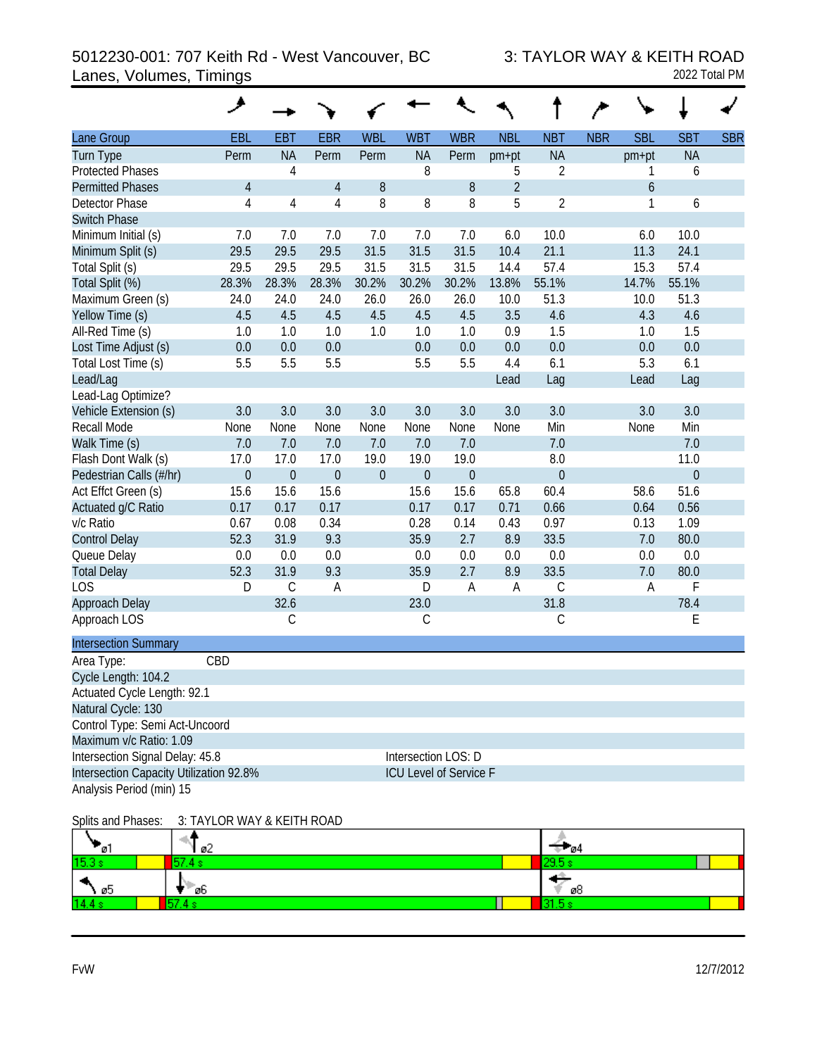# 5012230-001: 707 Keith Rd - West Vancouver, BC
## Lanes, Volumes, Timings

**3: TAYLOR WAY & KEITH ROAD**
2022 Total PM

| Lane Group | EBL | EBT | EBR | WBL | WBT | WBR | NBL | NBT | NBR | SBL | SBT | SBR |
|---|---|---|---|---|---|---|---|---|---|---|---|---|
| Turn Type | Perm | NA | Perm | Perm | NA | Perm | pm+pt | NA | | pm+pt | NA | |
| Protected Phases | | 4 | | | 8 | | 5 | 2 | | 1 | 6 | |
| Permitted Phases | 4 | | 4 | 8 | | 8 | 2 | | | 6 | | |
| Detector Phase | 4 | 4 | 4 | 8 | 8 | 8 | 5 | 2 | | 1 | 6 | |
| Switch Phase | | | | | | | | | | | | |
| Minimum Initial (s) | 7.0 | 7.0 | 7.0 | 7.0 | 7.0 | 7.0 | 6.0 | 10.0 | | 6.0 | 10.0 | |
| Minimum Split (s) | 29.5 | 29.5 | 29.5 | 31.5 | 31.5 | 31.5 | 10.4 | 21.1 | | 11.3 | 24.1 | |
| Total Split (s) | 29.5 | 29.5 | 29.5 | 31.5 | 31.5 | 31.5 | 14.4 | 57.4 | | 15.3 | 57.4 | |
| Total Split (%) | 28.3% | 28.3% | 28.3% | 30.2% | 30.2% | 30.2% | 13.8% | 55.1% | | 14.7% | 55.1% | |
| Maximum Green (s) | 24.0 | 24.0 | 24.0 | 26.0 | 26.0 | 26.0 | 10.0 | 51.3 | | 10.0 | 51.3 | |
| Yellow Time (s) | 4.5 | 4.5 | 4.5 | 4.5 | 4.5 | 4.5 | 3.5 | 4.6 | | 4.3 | 4.6 | |
| All-Red Time (s) | 1.0 | 1.0 | 1.0 | 1.0 | 1.0 | 1.0 | 0.9 | 1.5 | | 1.0 | 1.5 | |
| Lost Time Adjust (s) | 0.0 | 0.0 | 0.0 | | 0.0 | 0.0 | 0.0 | 0.0 | | 0.0 | 0.0 | |
| Total Lost Time (s) | 5.5 | 5.5 | 5.5 | | 5.5 | 5.5 | 4.4 | 6.1 | | 5.3 | 6.1 | |
| Lead/Lag | | | | | | | Lead | Lag | | Lead | Lag | |
| Lead-Lag Optimize? | | | | | | | | | | | | |
| Vehicle Extension (s) | 3.0 | 3.0 | 3.0 | 3.0 | 3.0 | 3.0 | 3.0 | 3.0 | | 3.0 | 3.0 | |
| Recall Mode | None | None | None | None | None | None | None | Min | | None | Min | |
| Walk Time (s) | 7.0 | 7.0 | 7.0 | 7.0 | 7.0 | 7.0 | | 7.0 | | | 7.0 | |
| Flash Dont Walk (s) | 17.0 | 17.0 | 17.0 | 19.0 | 19.0 | 19.0 | | 8.0 | | | 11.0 | |
| Pedestrian Calls (#/hr) | 0 | 0 | 0 | 0 | 0 | 0 | | 0 | | | 0 | |
| Act Effct Green (s) | 15.6 | 15.6 | 15.6 | | 15.6 | 15.6 | 65.8 | 60.4 | | 58.6 | 51.6 | |
| Actuated g/C Ratio | 0.17 | 0.17 | 0.17 | | 0.17 | 0.17 | 0.71 | 0.66 | | 0.64 | 0.56 | |
| v/c Ratio | 0.67 | 0.08 | 0.34 | | 0.28 | 0.14 | 0.43 | 0.97 | | 0.13 | 1.09 | |
| Control Delay | 52.3 | 31.9 | 9.3 | | 35.9 | 2.7 | 8.9 | 33.5 | | 7.0 | 80.0 | |
| Queue Delay | 0.0 | 0.0 | 0.0 | | 0.0 | 0.0 | 0.0 | 0.0 | | 0.0 | 0.0 | |
| Total Delay | 52.3 | 31.9 | 9.3 | | 35.9 | 2.7 | 8.9 | 33.5 | | 7.0 | 80.0 | |
| LOS | D | C | A | | D | A | A | C | | A | F | |
| Approach Delay | | 32.6 | | | 23.0 | | | 31.8 | | | 78.4 | |
| Approach LOS | | C | | | C | | | C | | | E | |

**Intersection Summary**

Area Type: CBD
Cycle Length: 104.2
Actuated Cycle Length: 92.1
Natural Cycle: 130
Control Type: Semi Act-Uncoord
Maximum v/c Ratio: 1.09
Intersection Signal Delay: 45.8 — Intersection LOS: D
Intersection Capacity Utilization 92.8% — ICU Level of Service F
Analysis Period (min) 15

Splits and Phases: 3: TAYLOR WAY & KEITH ROAD

ø1 15.3 s
ø2 57.4 s
ø4 29.5 s
ø5 14.4 s
ø6 57.4 s
ø8 31.5 s

FvW 12/7/2012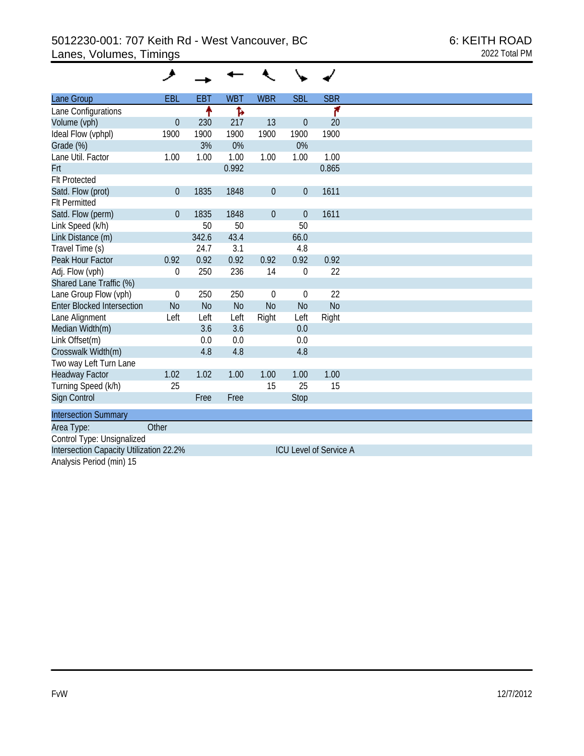# 5012230-001: 707 Keith Rd - West Vancouver, BC
## Lanes, Volumes, Timings

**6: KEITH ROAD**
2022 Total PM

| Lane Group | EBL | EBT | WBT | WBR | SBL | SBR |
|---|---|---|---|---|---|---|
| Lane Configurations | | ↑ | ↱ | | | ↱ |
| Volume (vph) | 0 | 230 | 217 | 13 | 0 | 20 |
| Ideal Flow (vphpl) | 1900 | 1900 | 1900 | 1900 | 1900 | 1900 |
| Grade (%) | | 3% | 0% | | 0% | |
| Lane Util. Factor | 1.00 | 1.00 | 1.00 | 1.00 | 1.00 | 1.00 |
| Frt | | | 0.992 | | | 0.865 |
| Flt Protected | | | | | | |
| Satd. Flow (prot) | 0 | 1835 | 1848 | 0 | 0 | 1611 |
| Flt Permitted | | | | | | |
| Satd. Flow (perm) | 0 | 1835 | 1848 | 0 | 0 | 1611 |
| Link Speed (k/h) | | 50 | 50 | | 50 | |
| Link Distance (m) | | 342.6 | 43.4 | | 66.0 | |
| Travel Time (s) | | 24.7 | 3.1 | | 4.8 | |
| Peak Hour Factor | 0.92 | 0.92 | 0.92 | 0.92 | 0.92 | 0.92 |
| Adj. Flow (vph) | 0 | 250 | 236 | 14 | 0 | 22 |
| Shared Lane Traffic (%) | | | | | | |
| Lane Group Flow (vph) | 0 | 250 | 250 | 0 | 0 | 22 |
| Enter Blocked Intersection | No | No | No | No | No | No |
| Lane Alignment | Left | Left | Left | Right | Left | Right |
| Median Width(m) | | 3.6 | 3.6 | | 0.0 | |
| Link Offset(m) | | 0.0 | 0.0 | | 0.0 | |
| Crosswalk Width(m) | | 4.8 | 4.8 | | 4.8 | |
| Two way Left Turn Lane | | | | | | |
| Headway Factor | 1.02 | 1.02 | 1.00 | 1.00 | 1.00 | 1.00 |
| Turning Speed (k/h) | 25 | | | 15 | 25 | 15 |
| Sign Control | | Free | Free | | Stop | |

**Intersection Summary**

Area Type: Other

Control Type: Unsignalized

Intersection Capacity Utilization 22.2% ICU Level of Service A

Analysis Period (min) 15